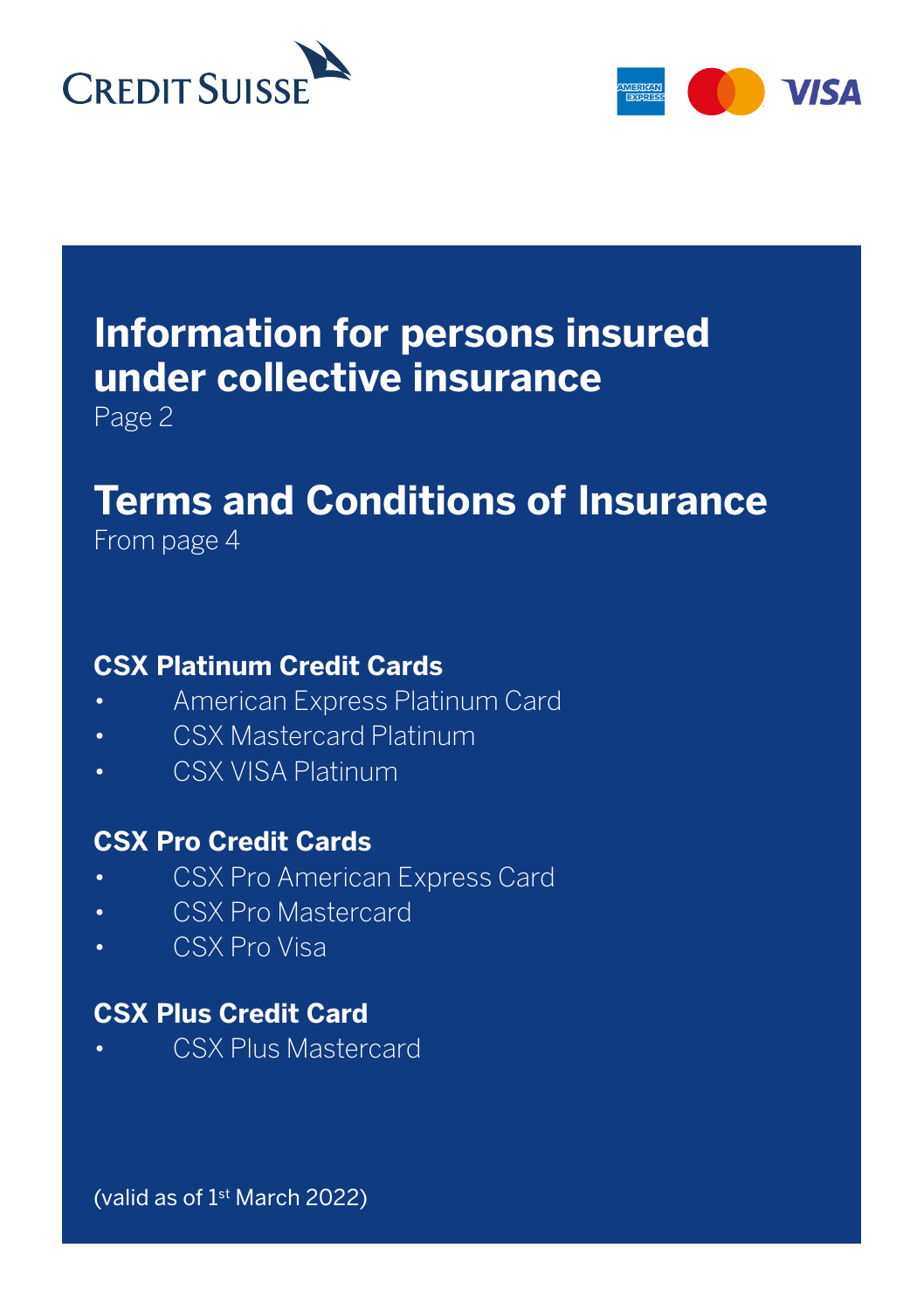CREDIT SUISSE

# Information for persons insured under collective insurance

Page 2

# Terms and Conditions of Insurance

From page 4

### CSX Platinum Credit Cards

- American Express Platinum Card
- CSX Mastercard Platinum
- CSX VISA Platinum

### CSX Pro Credit Cards

- CSX Pro American Express Card
- CSX Pro Mastercard
- CSX Pro Visa

### CSX Plus Credit Card

- CSX Plus Mastercard

(valid as of 1st March 2022)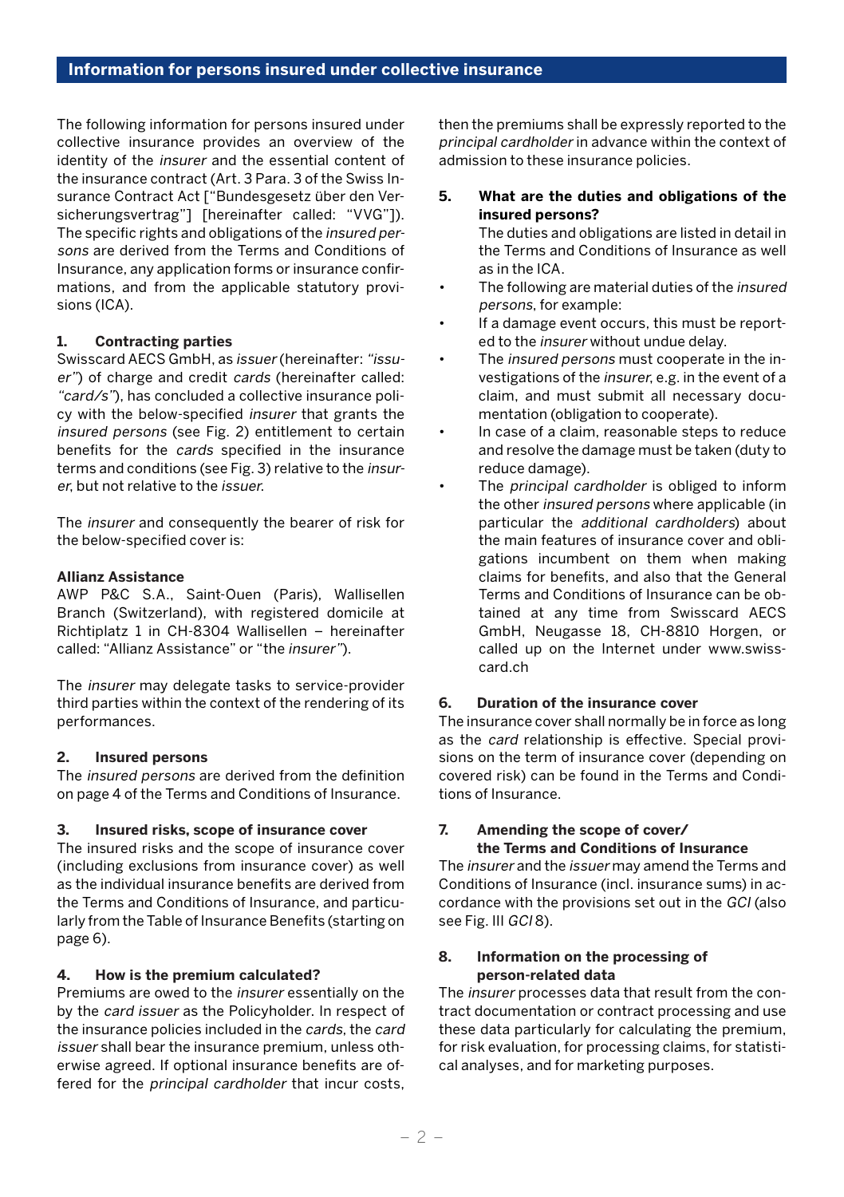## Information for persons insured under collective insurance

The following information for persons insured under collective insurance provides an overview of the identity of the *insurer* and the essential content of the insurance contract (Art. 3 Para. 3 of the Swiss Insurance Contract Act ["Bundesgesetz über den Versicherungsvertrag"] [hereinafter called: "VVG"]). The specific rights and obligations of the *insured persons* are derived from the Terms and Conditions of Insurance, any application forms or insurance confirmations, and from the applicable statutory provisions (ICA).

### 1. Contracting parties

Swisscard AECS GmbH, as *issuer* (hereinafter: *"issuer"*) of charge and credit *cards* (hereinafter called: *"card/s"*), has concluded a collective insurance policy with the below-specified *insurer* that grants the *insured persons* (see Fig. 2) entitlement to certain benefits for the *cards* specified in the insurance terms and conditions (see Fig. 3) relative to the *insurer*, but not relative to the *issuer*.

The *insurer* and consequently the bearer of risk for the below-specified cover is:

**Allianz Assistance**
AWP P&C S.A., Saint-Ouen (Paris), Wallisellen Branch (Switzerland), with registered domicile at Richtiplatz 1 in CH-8304 Wallisellen – hereinafter called: "Allianz Assistance" or "the *insurer*").

The *insurer* may delegate tasks to service-provider third parties within the context of the rendering of its performances.

### 2. Insured persons

The *insured persons* are derived from the definition on page 4 of the Terms and Conditions of Insurance.

### 3. Insured risks, scope of insurance cover

The insured risks and the scope of insurance cover (including exclusions from insurance cover) as well as the individual insurance benefits are derived from the Terms and Conditions of Insurance, and particularly from the Table of Insurance Benefits (starting on page 6).

### 4. How is the premium calculated?

Premiums are owed to the *insurer* essentially on the by the *card issuer* as the Policyholder. In respect of the insurance policies included in the *cards*, the *card issuer* shall bear the insurance premium, unless otherwise agreed. If optional insurance benefits are offered for the *principal cardholder* that incur costs, then the premiums shall be expressly reported to the *principal cardholder* in advance within the context of admission to these insurance policies.

### 5. What are the duties and obligations of the insured persons?

The duties and obligations are listed in detail in the Terms and Conditions of Insurance as well as in the ICA.

- The following are material duties of the *insured persons*, for example:
- If a damage event occurs, this must be reported to the *insurer* without undue delay.
- The *insured persons* must cooperate in the investigations of the *insurer*, e.g. in the event of a claim, and must submit all necessary documentation (obligation to cooperate).
- In case of a claim, reasonable steps to reduce and resolve the damage must be taken (duty to reduce damage).
- The *principal cardholder* is obliged to inform the other *insured persons* where applicable (in particular the *additional cardholders*) about the main features of insurance cover and obligations incumbent on them when making claims for benefits, and also that the General Terms and Conditions of Insurance can be obtained at any time from Swisscard AECS GmbH, Neugasse 18, CH-8810 Horgen, or called up on the Internet under www.swisscard.ch

### 6. Duration of the insurance cover

The insurance cover shall normally be in force as long as the *card* relationship is effective. Special provisions on the term of insurance cover (depending on covered risk) can be found in the Terms and Conditions of Insurance.

### 7. Amending the scope of cover/ the Terms and Conditions of Insurance

The *insurer* and the *issuer* may amend the Terms and Conditions of Insurance (incl. insurance sums) in accordance with the provisions set out in the *GCI* (also see Fig. III *GCI* 8).

### 8. Information on the processing of person-related data

The *insurer* processes data that result from the contract documentation or contract processing and use these data particularly for calculating the premium, for risk evaluation, for processing claims, for statistical analyses, and for marketing purposes.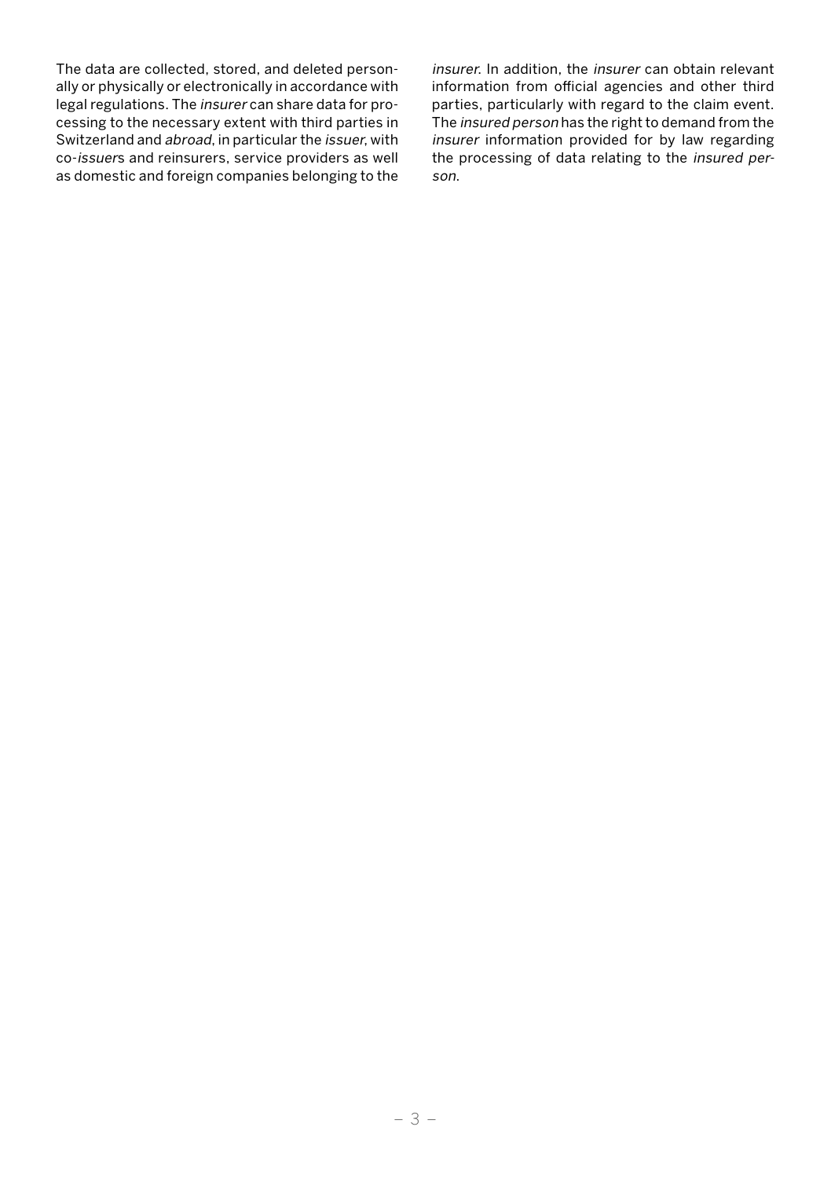The data are collected, stored, and deleted personally or physically or electronically in accordance with legal regulations. The *insurer* can share data for processing to the necessary extent with third parties in Switzerland and *abroad*, in particular the *issuer*, with co-*issuer*s and reinsurers, service providers as well as domestic and foreign companies belonging to the *insurer*. In addition, the *insurer* can obtain relevant information from official agencies and other third parties, particularly with regard to the claim event. The *insured person* has the right to demand from the *insurer* information provided for by law regarding the processing of data relating to the *insured person*.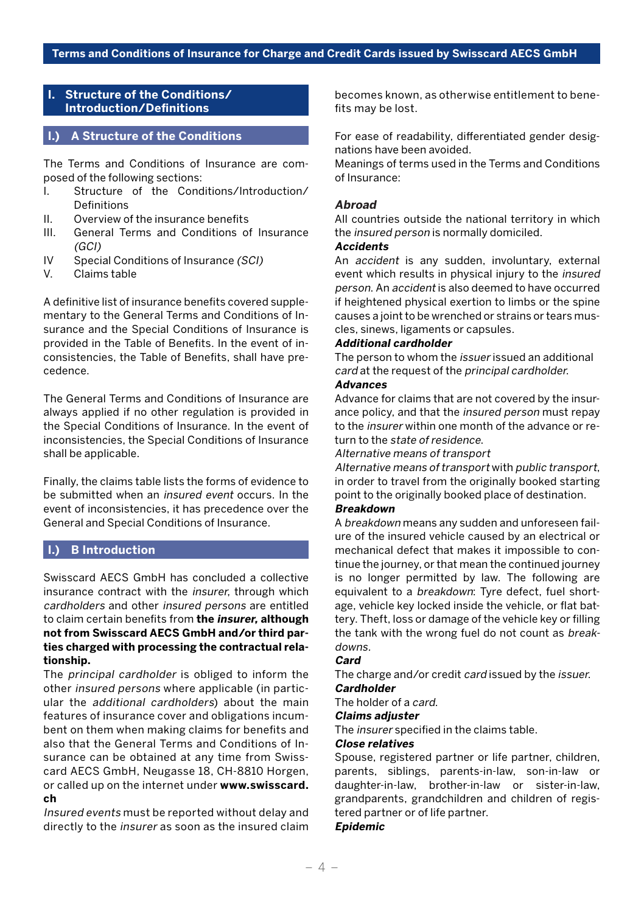# I. Structure of the Conditions/ Introduction/Definitions

## I.) A Structure of the Conditions

The Terms and Conditions of Insurance are composed of the following sections:

I. Structure of the Conditions/Introduction/ Definitions
II. Overview of the insurance benefits
III. General Terms and Conditions of Insurance *(GCI)*
IV Special Conditions of Insurance *(SCI)*
V. Claims table

A definitive list of insurance benefits covered supplementary to the General Terms and Conditions of Insurance and the Special Conditions of Insurance is provided in the Table of Benefits. In the event of inconsistencies, the Table of Benefits, shall have precedence.

The General Terms and Conditions of Insurance are always applied if no other regulation is provided in the Special Conditions of Insurance. In the event of inconsistencies, the Special Conditions of Insurance shall be applicable.

Finally, the claims table lists the forms of evidence to be submitted when an *insured event* occurs. In the event of inconsistencies, it has precedence over the General and Special Conditions of Insurance.

## I.) B Introduction

Swisscard AECS GmbH has concluded a collective insurance contract with the *insurer*, through which *cardholders* and other *insured persons* are entitled to claim certain benefits from **the *insurer*, although not from Swisscard AECS GmbH and/or third parties charged with processing the contractual relationship.**

The *principal cardholder* is obliged to inform the other *insured persons* where applicable (in particular the *additional cardholders*) about the main features of insurance cover and obligations incumbent on them when making claims for benefits and also that the General Terms and Conditions of Insurance can be obtained at any time from Swisscard AECS GmbH, Neugasse 18, CH-8810 Horgen, or called up on the internet under **www.swisscard.ch**

*Insured events* must be reported without delay and directly to the *insurer* as soon as the insured claim becomes known, as otherwise entitlement to benefits may be lost.

For ease of readability, differentiated gender designations have been avoided.

Meanings of terms used in the Terms and Conditions of Insurance:

***Abroad***
All countries outside the national territory in which the *insured person* is normally domiciled.

***Accidents***
An *accident* is any sudden, involuntary, external event which results in physical injury to the *insured person*. An *accident* is also deemed to have occurred if heightened physical exertion to limbs or the spine causes a joint to be wrenched or strains or tears muscles, sinews, ligaments or capsules.

***Additional cardholder***
The person to whom the *issuer* issued an additional *card* at the request of the *principal cardholder*.

***Advances***
Advance for claims that are not covered by the insurance policy, and that the *insured person* must repay to the *insurer* within one month of the advance or return to the *state of residence*.

*Alternative means of transport*
*Alternative means of transport* with *public transport*, in order to travel from the originally booked starting point to the originally booked place of destination.

***Breakdown***
A *breakdown* means any sudden and unforeseen failure of the insured vehicle caused by an electrical or mechanical defect that makes it impossible to continue the journey, or that mean the continued journey is no longer permitted by law. The following are equivalent to a *breakdown*: Tyre defect, fuel shortage, vehicle key locked inside the vehicle, or flat battery. Theft, loss or damage of the vehicle key or filling the tank with the wrong fuel do not count as *breakdowns*.

***Card***
The charge and/or credit *card* issued by the *issuer*.

***Cardholder***
The holder of a *card*.

***Claims adjuster***
The *insurer* specified in the claims table.

***Close relatives***
Spouse, registered partner or life partner, children, parents, siblings, parents-in-law, son-in-law or daughter-in-law, brother-in-law or sister-in-law, grandparents, grandchildren and children of registered partner or of life partner.

***Epidemic***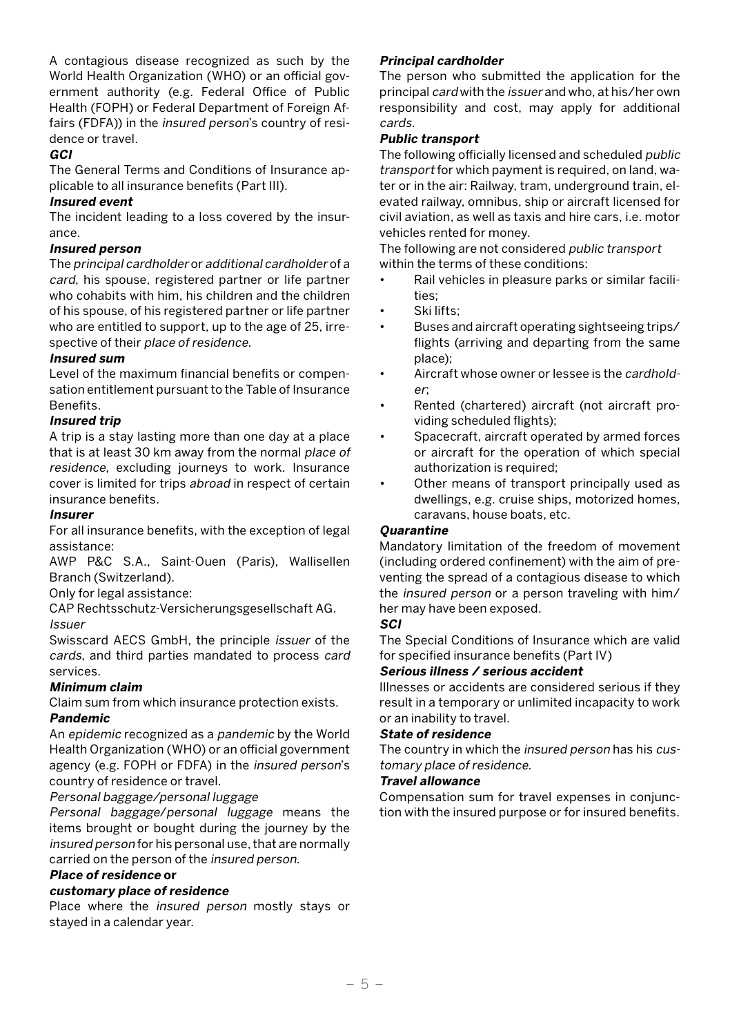A contagious disease recognized as such by the World Health Organization (WHO) or an official government authority (e.g. Federal Office of Public Health (FOPH) or Federal Department of Foreign Affairs (FDFA)) in the *insured person*'s country of residence or travel.

***GCI***

The General Terms and Conditions of Insurance applicable to all insurance benefits (Part III).

***Insured event***

The incident leading to a loss covered by the insurance.

***Insured person***

The *principal cardholder* or *additional cardholder* of a *card*, his spouse, registered partner or life partner who cohabits with him, his children and the children of his spouse, of his registered partner or life partner who are entitled to support, up to the age of 25, irrespective of their *place of residence*.

***Insured sum***

Level of the maximum financial benefits or compensation entitlement pursuant to the Table of Insurance Benefits.

***Insured trip***

A trip is a stay lasting more than one day at a place that is at least 30 km away from the normal *place of residence*, excluding journeys to work. Insurance cover is limited for trips *abroad* in respect of certain insurance benefits.

***Insurer***

For all insurance benefits, with the exception of legal assistance:

AWP P&C S.A., Saint-Ouen (Paris), Wallisellen Branch (Switzerland).

Only for legal assistance:

CAP Rechtsschutz-Versicherungsgesellschaft AG.

*Issuer*

Swisscard AECS GmbH, the principle *issuer* of the *cards*, and third parties mandated to process *card* services.

***Minimum claim***

Claim sum from which insurance protection exists.

***Pandemic***

An *epidemic* recognized as a *pandemic* by the World Health Organization (WHO) or an official government agency (e.g. FOPH or FDFA) in the *insured person*'s country of residence or travel.

*Personal baggage/personal luggage*

*Personal baggage/personal luggage* means the items brought or bought during the journey by the *insured person* for his personal use, that are normally carried on the person of the *insured person*.

***Place of residence* or**

***customary place of residence***

Place where the *insured person* mostly stays or stayed in a calendar year.

***Principal cardholder***

The person who submitted the application for the principal *card* with the *issuer* and who, at his/her own responsibility and cost, may apply for additional *cards*.

***Public transport***

The following officially licensed and scheduled *public transport* for which payment is required, on land, water or in the air: Railway, tram, underground train, elevated railway, omnibus, ship or aircraft licensed for civil aviation, as well as taxis and hire cars, i.e. motor vehicles rented for money.

The following are not considered *public transport* within the terms of these conditions:

- Rail vehicles in pleasure parks or similar facilities;
- Ski lifts;
- Buses and aircraft operating sightseeing trips/flights (arriving and departing from the same place);
- Aircraft whose owner or lessee is the *cardholder*;
- Rented (chartered) aircraft (not aircraft providing scheduled flights);
- Spacecraft, aircraft operated by armed forces or aircraft for the operation of which special authorization is required;
- Other means of transport principally used as dwellings, e.g. cruise ships, motorized homes, caravans, house boats, etc.

***Quarantine***

Mandatory limitation of the freedom of movement (including ordered confinement) with the aim of preventing the spread of a contagious disease to which the *insured person* or a person traveling with him/her may have been exposed.

***SCI***

The Special Conditions of Insurance which are valid for specified insurance benefits (Part IV)

***Serious illness / serious accident***

Illnesses or accidents are considered serious if they result in a temporary or unlimited incapacity to work or an inability to travel.

***State of residence***

The country in which the *insured person* has his *customary place of residence*.

***Travel allowance***

Compensation sum for travel expenses in conjunction with the insured purpose or for insured benefits.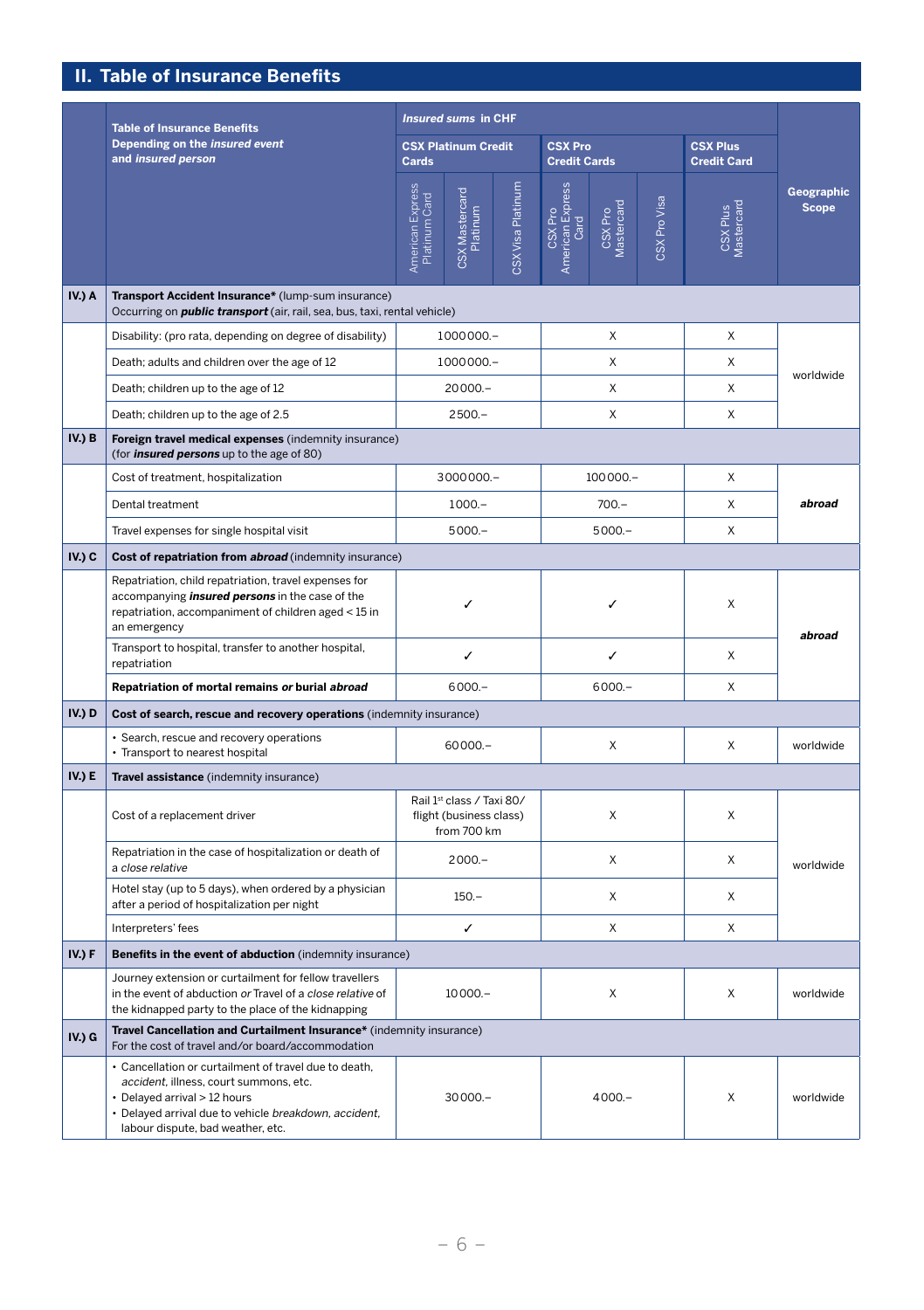## II. Table of Insurance Benefits

| | Table of Insurance Benefits Depending on the *insured event* and *insured person* | *Insured sums* in CHF | | | | | | | Geographic Scope |
|---|---|---|---|---|---|---|---|---|---|
| | | CSX Platinum Credit Cards | | | CSX Pro Credit Cards | | | CSX Plus Credit Card | |
| | | American Express Platinum Card | CSX Mastercard Platinum | CSX Visa Platinum | CSX Pro American Express Card | CSX Pro Mastercard | CSX Pro Visa | CSX Plus Mastercard | |
| **IV.) A** | **Transport Accident Insurance*** (lump-sum insurance) Occurring on ***public transport*** (air, rail, sea, bus, taxi, rental vehicle) | | | | | | | | |
| | Disability: (pro rata, depending on degree of disability) | 1000000.– | | | X | | | X | worldwide |
| | Death; adults and children over the age of 12 | 1000000.– | | | X | | | X | worldwide |
| | Death; children up to the age of 12 | 20000.– | | | X | | | X | worldwide |
| | Death; children up to the age of 2.5 | 2500.– | | | X | | | X | worldwide |
| **IV.) B** | **Foreign travel medical expenses** (indemnity insurance) (for ***insured persons*** up to the age of 80) | | | | | | | | |
| | Cost of treatment, hospitalization | 3000000.– | | | 100000.– | | | X | ***abroad*** |
| | Dental treatment | 1000.– | | | 700.– | | | X | ***abroad*** |
| | Travel expenses for single hospital visit | 5000.– | | | 5000.– | | | X | ***abroad*** |
| **IV.) C** | **Cost of repatriation from *abroad*** (indemnity insurance) | | | | | | | | |
| | Repatriation, child repatriation, travel expenses for accompanying ***insured persons*** in the case of the repatriation, accompaniment of children aged < 15 in an emergency | ✓ | | | ✓ | | | X | ***abroad*** |
| | Transport to hospital, transfer to another hospital, repatriation | ✓ | | | ✓ | | | X | ***abroad*** |
| | **Repatriation of mortal remains *or* burial *abroad*** | 6000.– | | | 6000.– | | | X | ***abroad*** |
| **IV.) D** | **Cost of search, rescue and recovery operations** (indemnity insurance) | | | | | | | | |
| | • Search, rescue and recovery operations<br>• Transport to nearest hospital | 60000.– | | | X | | | X | worldwide |
| **IV.) E** | **Travel assistance** (indemnity insurance) | | | | | | | | |
| | Cost of a replacement driver | Rail 1st class / Taxi 80/ flight (business class) from 700 km | | | X | | | X | worldwide |
| | Repatriation in the case of hospitalization or death of *a close relative* | 2000.– | | | X | | | X | worldwide |
| | Hotel stay (up to 5 days), when ordered by a physician after a period of hospitalization per night | 150.– | | | X | | | X | worldwide |
| | Interpreters' fees | ✓ | | | X | | | X | worldwide |
| **IV.) F** | **Benefits in the event of abduction** (indemnity insurance) | | | | | | | | |
| | Journey extension or curtailment for fellow travellers in the event of abduction *or* Travel of a *close relative* of the kidnapped party to the place of the kidnapping | 10000.– | | | X | | | X | worldwide |
| **IV.) G** | **Travel Cancellation and Curtailment Insurance*** (indemnity insurance) For the cost of travel and/or board/accommodation | | | | | | | | |
| | • Cancellation or curtailment of travel due to death, *accident*, illness, court summons, etc.<br>• Delayed arrival > 12 hours<br>• Delayed arrival due to vehicle *breakdown*, *accident*, labour dispute, bad weather, etc. | 30000.– | | | 4000.– | | | X | worldwide |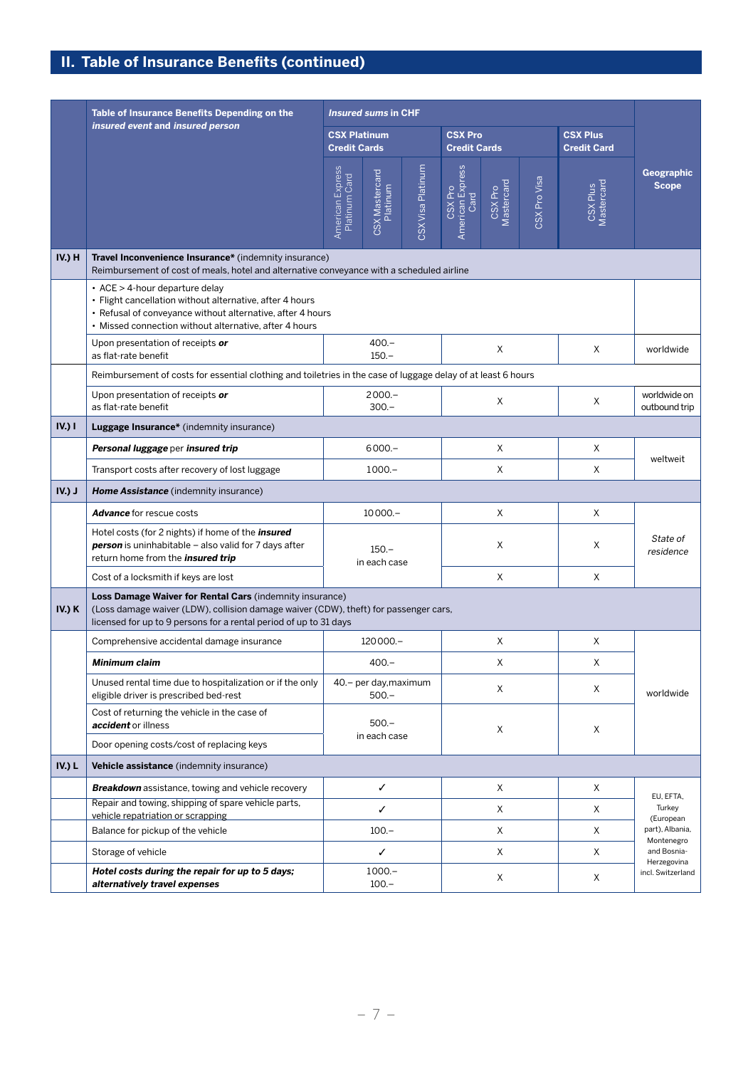## II. Table of Insurance Benefits (continued)

| | Table of Insurance Benefits Depending on the *insured event* and *insured person* | *Insured sums* in CHF | | | | | | | Geographic Scope |
|---|---|---|---|---|---|---|---|---|---|
| | | **CSX Platinum Credit Cards** | | | **CSX Pro Credit Cards** | | | **CSX Plus Credit Card** | |
| | | American Express Platinum Card | CSX Mastercard Platinum | CSX Visa Platinum | CSX Pro American Express Card | CSX Pro Mastercard | CSX Pro Visa | CSX Plus Mastercard | |
| **IV.) H** | **Travel Inconvenience Insurance*** (indemnity insurance)<br>Reimbursement of cost of meals, hotel and alternative conveyance with a scheduled airline | | | | | | | | |
| | • ACE > 4-hour departure delay<br>• Flight cancellation without alternative, after 4 hours<br>• Refusal of conveyance without alternative, after 4 hours<br>• Missed connection without alternative, after 4 hours | | | | | | | | |
| | Upon presentation of receipts ***or***<br>as flat-rate benefit | 400.–<br>150.– | | | X | | | X | worldwide |
| | Reimbursement of costs for essential clothing and toiletries in the case of luggage delay of at least 6 hours | | | | | | | | |
| | Upon presentation of receipts ***or***<br>as flat-rate benefit | 2000.–<br>300.– | | | X | | | X | worldwide on outbound trip |
| **IV.) I** | **Luggage Insurance*** (indemnity insurance) | | | | | | | | |
| | ***Personal luggage*** per ***insured trip*** | 6000.– | | | X | | | X | weltweit |
| | Transport costs after recovery of lost luggage | 1000.– | | | X | | | X | |
| **IV.) J** | ***Home Assistance*** (indemnity insurance) | | | | | | | | |
| | ***Advance*** for rescue costs | 10000.– | | | X | | | X | *State of residence* |
| | Hotel costs (for 2 nights) if home of the ***insured person*** is uninhabitable – also valid for 7 days after return home from the ***insured trip*** | 150.–<br>in each case | | | X | | | X | |
| | Cost of a locksmith if keys are lost | | | | X | | | X | |
| **IV.) K** | **Loss Damage Waiver for Rental Cars** (indemnity insurance)<br>(Loss damage waiver (LDW), collision damage waiver (CDW), theft) for passenger cars, licensed for up to 9 persons for a rental period of up to 31 days | | | | | | | | |
| | Comprehensive accidental damage insurance | 120000.– | | | X | | | X | worldwide |
| | ***Minimum claim*** | 400.– | | | X | | | X | |
| | Unused rental time due to hospitalization or if the only eligible driver is prescribed bed-rest | 40.– per day, maximum 500.– | | | X | | | X | |
| | Cost of returning the vehicle in the case of ***accident*** or illness | 500.–<br>in each case | | | X | | | X | |
| | Door opening costs/cost of replacing keys | | | | | | | | |
| **IV.) L** | **Vehicle assistance** (indemnity insurance) | | | | | | | | |
| | ***Breakdown*** assistance, towing and vehicle recovery | ✓ | | | X | | | X | EU, EFTA, Turkey (European part), Albania, Montenegro and Bosnia-Herzegovina incl. Switzerland |
| | Repair and towing, shipping of spare vehicle parts, vehicle repatriation or scrapping | ✓ | | | X | | | X | |
| | Balance for pickup of the vehicle | 100.– | | | X | | | X | |
| | Storage of vehicle | ✓ | | | X | | | X | |
| | ***Hotel costs during the repair for up to 5 days; alternatively travel expenses*** | 1000.–<br>100.– | | | X | | | X | |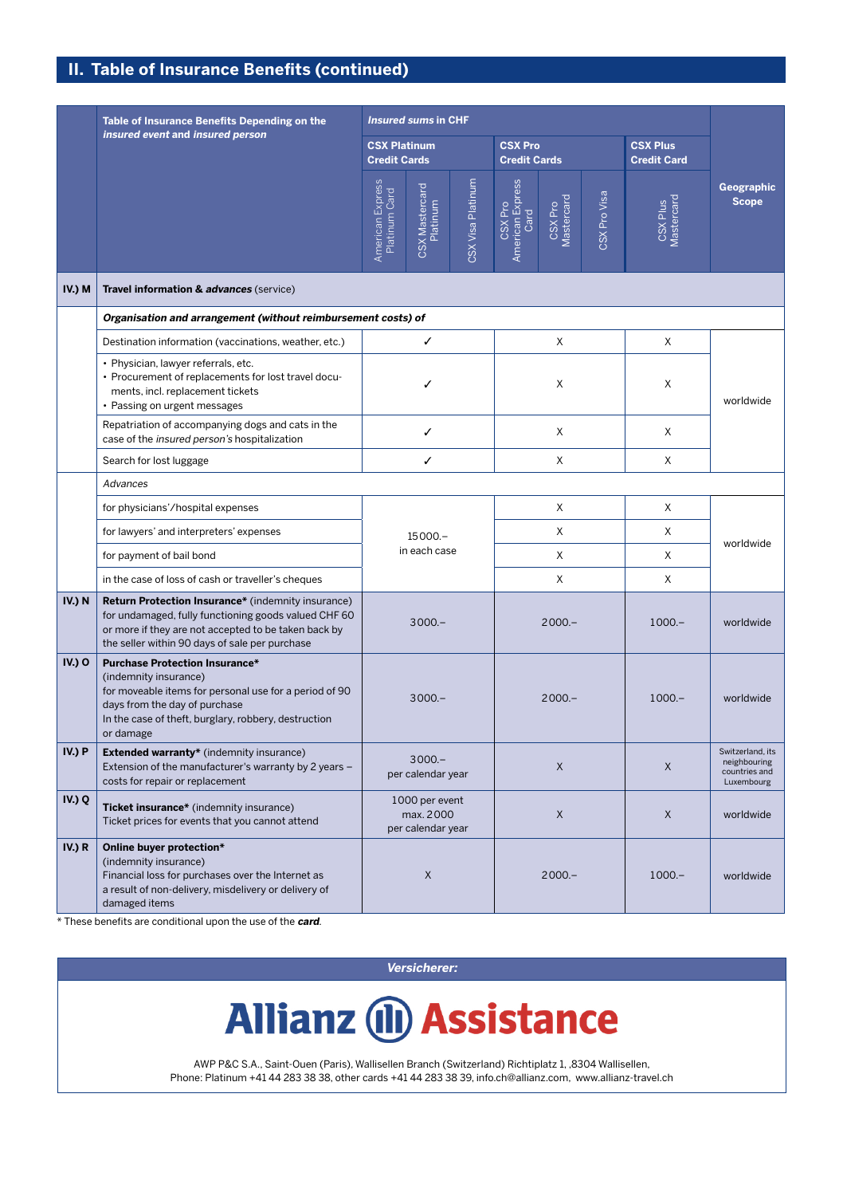## II. Table of Insurance Benefits (continued)

| | Table of Insurance Benefits Depending on the *insured event* and *insured person* | *Insured sums* in CHF | | | | | | | Geographic Scope |
|---|---|---|---|---|---|---|---|---|---|
| | | CSX Platinum Credit Cards | | | CSX Pro Credit Cards | | | CSX Plus Credit Card | |
| | | American Express Platinum Card | CSX Mastercard Platinum | CSX Visa Platinum | CSX Pro American Express Card | CSX Pro Mastercard | CSX Pro Visa | CSX Plus Mastercard | |
| **IV.) M** | **Travel information & *advances*** (service) | | | | | | | | |
| | ***Organisation and arrangement (without reimbursement costs) of*** | | | | | | | | |
| | Destination information (vaccinations, weather, etc.) | ✓ | | | X | | | X | worldwide |
| | • Physician, lawyer referrals, etc.<br>• Procurement of replacements for lost travel documents, incl. replacement tickets<br>• Passing on urgent messages | ✓ | | | X | | | X | worldwide |
| | Repatriation of accompanying dogs and cats in the case of the *insured person's* hospitalization | ✓ | | | X | | | X | worldwide |
| | Search for lost luggage | ✓ | | | X | | | X | worldwide |
| | *Advances* | | | | | | | | |
| | for physicians'/hospital expenses | 15000.– in each case | | | X | | | X | worldwide |
| | for lawyers' and interpreters' expenses | 15000.– in each case | | | X | | | X | worldwide |
| | for payment of bail bond | 15000.– in each case | | | X | | | X | worldwide |
| | in the case of loss of cash or traveller's cheques | 15000.– in each case | | | X | | | X | worldwide |
| **IV.) N** | **Return Protection Insurance*** (indemnity insurance) for undamaged, fully functioning goods valued CHF 60 or more if they are not accepted to be taken back by the seller within 90 days of sale per purchase | 3000.– | | | 2000.– | | | 1000.– | worldwide |
| **IV.) O** | **Purchase Protection Insurance***<br>(indemnity insurance)<br>for moveable items for personal use for a period of 90 days from the day of purchase<br>In the case of theft, burglary, robbery, destruction or damage | 3000.– | | | 2000.– | | | 1000.– | worldwide |
| **IV.) P** | **Extended warranty*** (indemnity insurance)<br>Extension of the manufacturer's warranty by 2 years – costs for repair or replacement | 3000.– per calendar year | | | X | | | X | Switzerland, its neighbouring countries and Luxembourg |
| **IV.) Q** | **Ticket insurance*** (indemnity insurance)<br>Ticket prices for events that you cannot attend | 1000 per event max. 2000 per calendar year | | | X | | | X | worldwide |
| **IV.) R** | **Online buyer protection***<br>(indemnity insurance)<br>Financial loss for purchases over the Internet as a result of non-delivery, misdelivery or delivery of damaged items | X | | | 2000.– | | | 1000.– | worldwide |

* These benefits are conditional upon the use of the ***card***.

***Versicherer:***

**Allianz Assistance**

AWP P&C S.A., Saint-Ouen (Paris), Wallisellen Branch (Switzerland) Richtiplatz 1, ,8304 Wallisellen,
Phone: Platinum +41 44 283 38 38, other cards +41 44 283 38 39, info.ch@allianz.com, www.allianz-travel.ch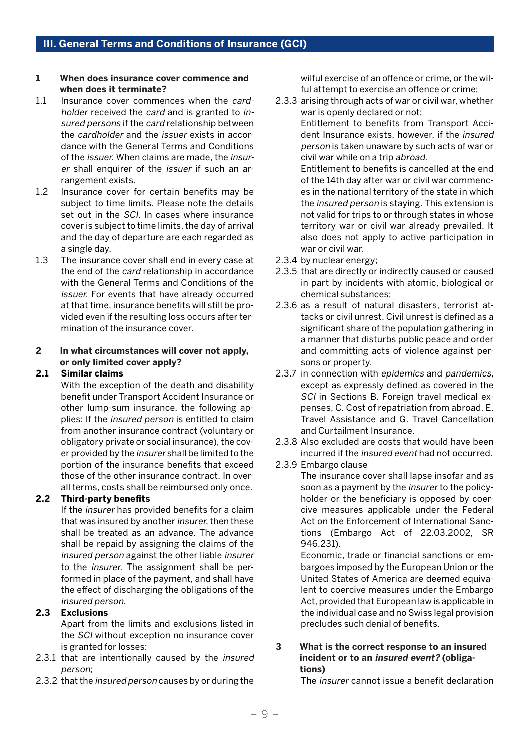## III. General Terms and Conditions of Insurance (GCI)

**1 When does insurance cover commence and when does it terminate?**

1.1 Insurance cover commences when the *cardholder* received the *card* and is granted to *insured persons* if the *card* relationship between the *cardholder* and the *issuer* exists in accordance with the General Terms and Conditions of the *issuer*. When claims are made, the *insurer* shall enquirer of the *issuer* if such an arrangement exists.

1.2 Insurance cover for certain benefits may be subject to time limits. Please note the details set out in the *SCI*. In cases where insurance cover is subject to time limits, the day of arrival and the day of departure are each regarded as a single day.

1.3 The insurance cover shall end in every case at the end of the *card* relationship in accordance with the General Terms and Conditions of the *issuer*. For events that have already occurred at that time, insurance benefits will still be provided even if the resulting loss occurs after termination of the insurance cover.

**2 In what circumstances will cover not apply, or only limited cover apply?**

**2.1 Similar claims**

With the exception of the death and disability benefit under Transport Accident Insurance or other lump-sum insurance, the following applies: If the *insured person* is entitled to claim from another insurance contract (voluntary or obligatory private or social insurance), the cover provided by the *insurer* shall be limited to the portion of the insurance benefits that exceed those of the other insurance contract. In overall terms, costs shall be reimbursed only once.

**2.2 Third-party benefits**

If the *insurer* has provided benefits for a claim that was insured by another *insurer*, then these shall be treated as an advance. The advance shall be repaid by assigning the claims of the *insured person* against the other liable *insurer* to the *insurer*. The assignment shall be performed in place of the payment, and shall have the effect of discharging the obligations of the *insured person*.

**2.3 Exclusions**

Apart from the limits and exclusions listed in the *SCI* without exception no insurance cover is granted for losses:

2.3.1 that are intentionally caused by the *insured person*;

2.3.2 that the *insured person* causes by or during the wilful exercise of an offence or crime, or the wilful attempt to exercise an offence or crime;

2.3.3 arising through acts of war or civil war, whether war is openly declared or not;
Entitlement to benefits from Transport Accident Insurance exists, however, if the *insured person* is taken unaware by such acts of war or civil war while on a trip *abroad*.
Entitlement to benefits is cancelled at the end of the 14th day after war or civil war commences in the national territory of the state in which the *insured person* is staying. This extension is not valid for trips to or through states in whose territory war or civil war already prevailed. It also does not apply to active participation in war or civil war.

2.3.4 by nuclear energy;

2.3.5 that are directly or indirectly caused or caused in part by incidents with atomic, biological or chemical substances;

2.3.6 as a result of natural disasters, terrorist attacks or civil unrest. Civil unrest is defined as a significant share of the population gathering in a manner that disturbs public peace and order and committing acts of violence against persons or property.

2.3.7 in connection with *epidemics* and *pandemics*, except as expressly defined as covered in the *SCI* in Sections B. Foreign travel medical expenses, C. Cost of repatriation from abroad, E. Travel Assistance and G. Travel Cancellation and Curtailment Insurance.

2.3.8 Also excluded are costs that would have been incurred if the *insured event* had not occurred.

2.3.9 Embargo clause
The insurance cover shall lapse insofar and as soon as a payment by the *insurer* to the policyholder or the beneficiary is opposed by coercive measures applicable under the Federal Act on the Enforcement of International Sanctions (Embargo Act of 22.03.2002, SR 946.231).
Economic, trade or financial sanctions or embargoes imposed by the European Union or the United States of America are deemed equivalent to coercive measures under the Embargo Act, provided that European law is applicable in the individual case and no Swiss legal provision precludes such denial of benefits.

**3 What is the correct response to an insured incident or to an *insured event?* (obligations)**

The *insurer* cannot issue a benefit declaration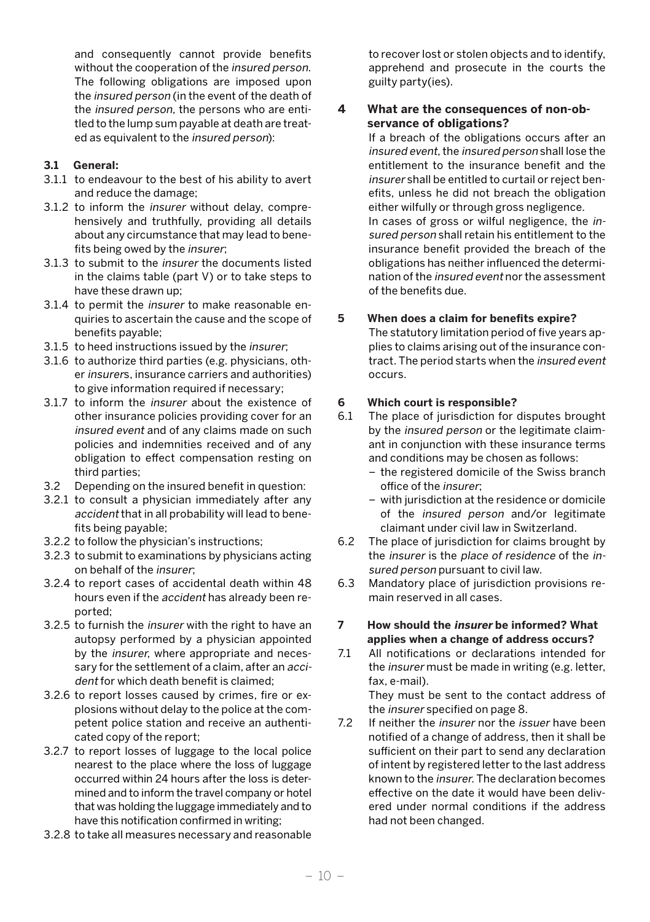and consequently cannot provide benefits without the cooperation of the *insured person*. The following obligations are imposed upon the *insured person* (in the event of the death of the *insured person*, the persons who are entitled to the lump sum payable at death are treated as equivalent to the *insured person*):

**3.1 General:**

3.1.1 to endeavour to the best of his ability to avert and reduce the damage;

3.1.2 to inform the *insurer* without delay, comprehensively and truthfully, providing all details about any circumstance that may lead to benefits being owed by the *insurer*;

3.1.3 to submit to the *insurer* the documents listed in the claims table (part V) or to take steps to have these drawn up;

3.1.4 to permit the *insurer* to make reasonable enquiries to ascertain the cause and the scope of benefits payable;

3.1.5 to heed instructions issued by the *insurer*;

3.1.6 to authorize third parties (e.g. physicians, other *insurer*s, insurance carriers and authorities) to give information required if necessary;

3.1.7 to inform the *insurer* about the existence of other insurance policies providing cover for an *insured event* and of any claims made on such policies and indemnities received and of any obligation to effect compensation resting on third parties;

3.2 Depending on the insured benefit in question:

3.2.1 to consult a physician immediately after any *accident* that in all probability will lead to benefits being payable;

3.2.2 to follow the physician's instructions;

3.2.3 to submit to examinations by physicians acting on behalf of the *insurer*;

3.2.4 to report cases of accidental death within 48 hours even if the *accident* has already been reported;

3.2.5 to furnish the *insurer* with the right to have an autopsy performed by a physician appointed by the *insurer*, where appropriate and necessary for the settlement of a claim, after an *accident* for which death benefit is claimed;

3.2.6 to report losses caused by crimes, fire or explosions without delay to the police at the competent police station and receive an authenticated copy of the report;

3.2.7 to report losses of luggage to the local police nearest to the place where the loss of luggage occurred within 24 hours after the loss is determined and to inform the travel company or hotel that was holding the luggage immediately and to have this notification confirmed in writing;

3.2.8 to take all measures necessary and reasonable to recover lost or stolen objects and to identify, apprehend and prosecute in the courts the guilty party(ies).

### 4 What are the consequences of non-observance of obligations?

If a breach of the obligations occurs after an *insured event*, the *insured person* shall lose the entitlement to the insurance benefit and the *insurer* shall be entitled to curtail or reject benefits, unless he did not breach the obligation either wilfully or through gross negligence.

In cases of gross or wilful negligence, the *insured person* shall retain his entitlement to the insurance benefit provided the breach of the obligations has neither influenced the determination of the *insured event* nor the assessment of the benefits due.

### 5 When does a claim for benefits expire?

The statutory limitation period of five years applies to claims arising out of the insurance contract. The period starts when the *insured event* occurs.

### 6 Which court is responsible?

6.1 The place of jurisdiction for disputes brought by the *insured person* or the legitimate claimant in conjunction with these insurance terms and conditions may be chosen as follows:

- the registered domicile of the Swiss branch office of the *insurer*;
- with jurisdiction at the residence or domicile of the *insured person* and/or legitimate claimant under civil law in Switzerland.

6.2 The place of jurisdiction for claims brought by the *insurer* is the *place of residence* of the *insured person* pursuant to civil law.

6.3 Mandatory place of jurisdiction provisions remain reserved in all cases.

### 7 How should the *insurer* be informed? What applies when a change of address occurs?

7.1 All notifications or declarations intended for the *insurer* must be made in writing (e.g. letter, fax, e-mail).

They must be sent to the contact address of the *insurer* specified on page 8.

7.2 If neither the *insurer* nor the *issuer* have been notified of a change of address, then it shall be sufficient on their part to send any declaration of intent by registered letter to the last address known to the *insurer*. The declaration becomes effective on the date it would have been delivered under normal conditions if the address had not been changed.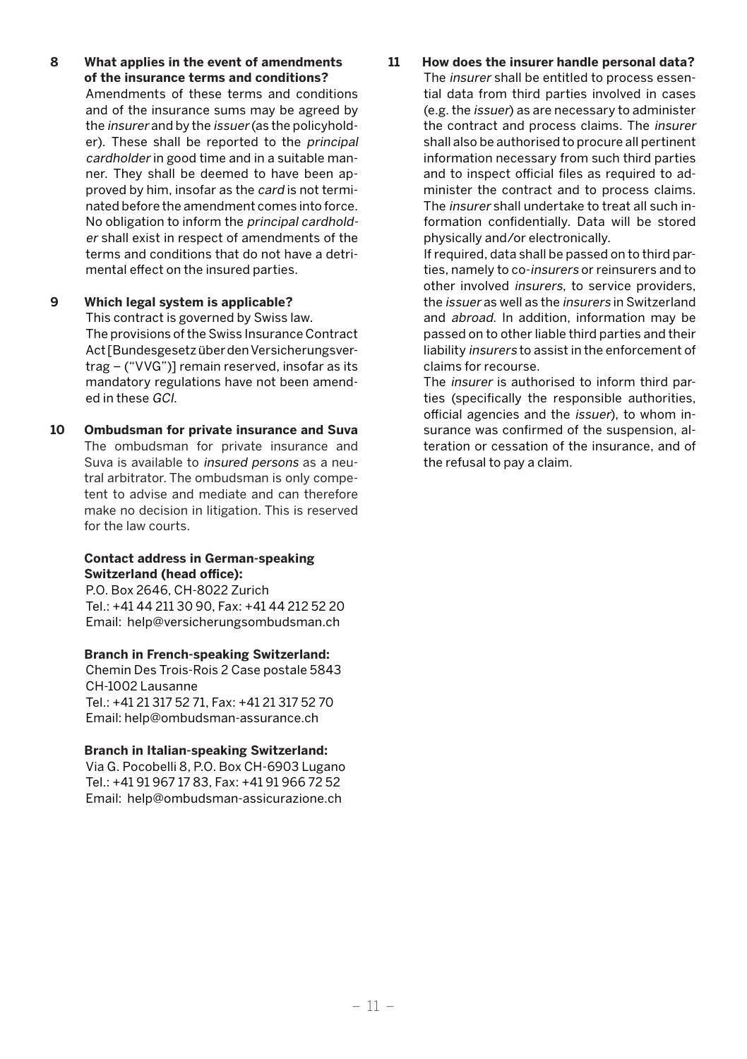## 8 What applies in the event of amendments of the insurance terms and conditions?

Amendments of these terms and conditions and of the insurance sums may be agreed by the *insurer* and by the *issuer* (as the policyholder). These shall be reported to the *principal cardholder* in good time and in a suitable manner. They shall be deemed to have been approved by him, insofar as the *card* is not terminated before the amendment comes into force. No obligation to inform the *principal cardholder* shall exist in respect of amendments of the terms and conditions that do not have a detrimental effect on the insured parties.

## 9 Which legal system is applicable?

This contract is governed by Swiss law.
The provisions of the Swiss Insurance Contract Act [Bundesgesetz über den Versicherungsvertrag – ("VVG")] remain reserved, insofar as its mandatory regulations have not been amended in these *GCI*.

## 10 Ombudsman for private insurance and Suva

The ombudsman for private insurance and Suva is available to *insured persons* as a neutral arbitrator. The ombudsman is only competent to advise and mediate and can therefore make no decision in litigation. This is reserved for the law courts.

**Contact address in German-speaking Switzerland (head office):**
P.O. Box 2646, CH-8022 Zurich
Tel.: +41 44 211 30 90, Fax: +41 44 212 52 20
Email: help@versicherungsombudsman.ch

**Branch in French-speaking Switzerland:**
Chemin Des Trois-Rois 2 Case postale 5843
CH-1002 Lausanne
Tel.: +41 21 317 52 71, Fax: +41 21 317 52 70
Email: help@ombudsman-assurance.ch

**Branch in Italian-speaking Switzerland:**
Via G. Pocobelli 8, P.O. Box CH-6903 Lugano
Tel.: +41 91 967 17 83, Fax: +41 91 966 72 52
Email: help@ombudsman-assicurazione.ch

## 11 How does the insurer handle personal data?

The *insurer* shall be entitled to process essential data from third parties involved in cases (e.g. the *issuer*) as are necessary to administer the contract and process claims. The *insurer* shall also be authorised to procure all pertinent information necessary from such third parties and to inspect official files as required to administer the contract and to process claims. The *insurer* shall undertake to treat all such information confidentially. Data will be stored physically and/or electronically.

If required, data shall be passed on to third parties, namely to co-*insurers* or reinsurers and to other involved *insurers*, to service providers, the *issuer* as well as the *insurers* in Switzerland and *abroad*. In addition, information may be passed on to other liable third parties and their liability *insurers* to assist in the enforcement of claims for recourse.

The *insurer* is authorised to inform third parties (specifically the responsible authorities, official agencies and the *issuer*), to whom insurance was confirmed of the suspension, alteration or cessation of the insurance, and of the refusal to pay a claim.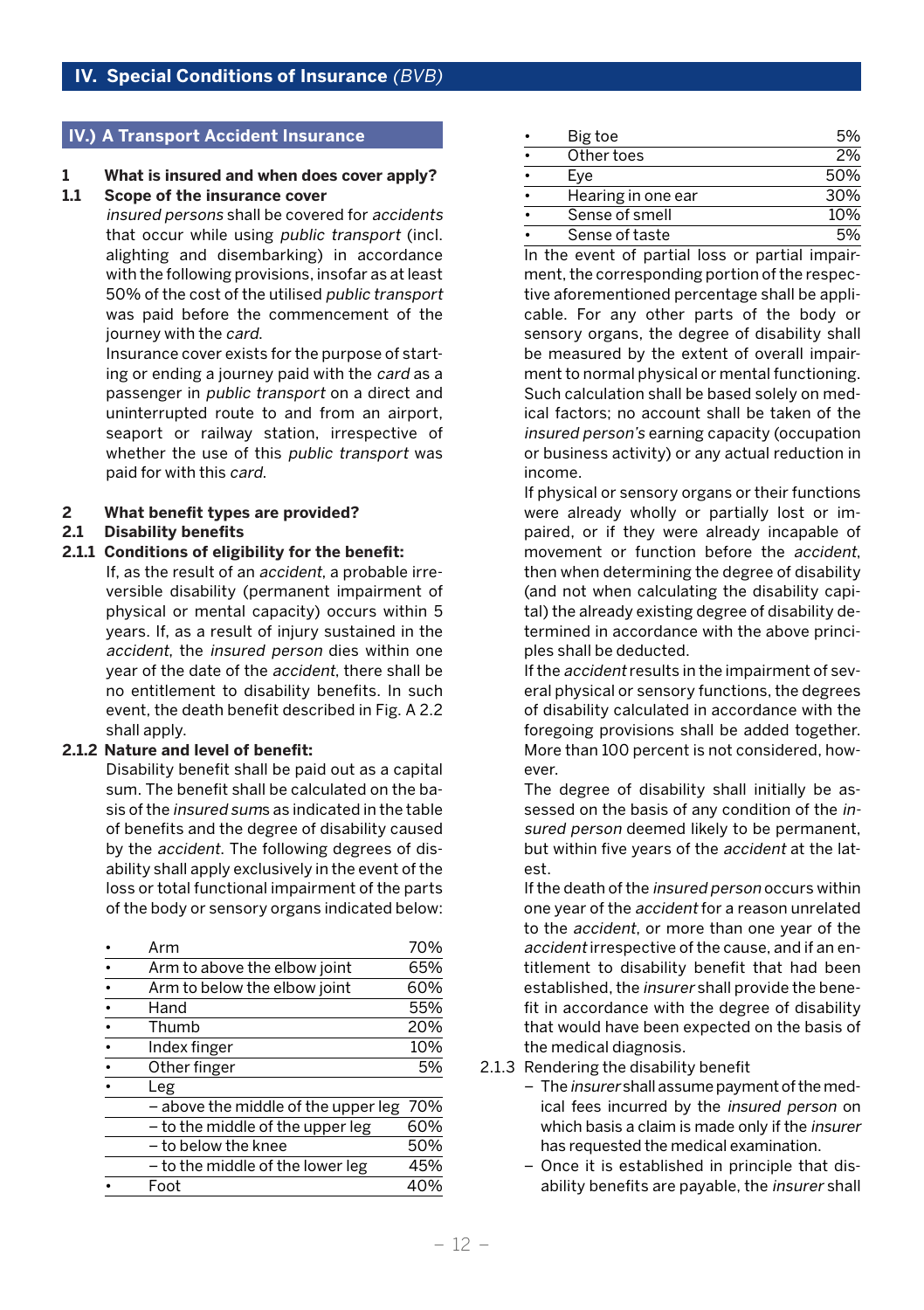# IV. Special Conditions of Insurance *(BVB)*

## IV.) A Transport Accident Insurance

### 1 What is insured and when does cover apply?

### 1.1 Scope of the insurance cover

*insured persons* shall be covered for *accidents* that occur while using *public transport* (incl. alighting and disembarking) in accordance with the following provisions, insofar as at least 50% of the cost of the utilised *public transport* was paid before the commencement of the journey with the *card*.

Insurance cover exists for the purpose of starting or ending a journey paid with the *card* as a passenger in *public transport* on a direct and uninterrupted route to and from an airport, seaport or railway station, irrespective of whether the use of this *public transport* was paid for with this *card*.

### 2 What benefit types are provided?

### 2.1 Disability benefits

#### 2.1.1 Conditions of eligibility for the benefit:

If, as the result of an *accident*, a probable irreversible disability (permanent impairment of physical or mental capacity) occurs within 5 years. If, as a result of injury sustained in the *accident*, the *insured person* dies within one year of the date of the *accident*, there shall be no entitlement to disability benefits. In such event, the death benefit described in Fig. A 2.2 shall apply.

#### 2.1.2 Nature and level of benefit:

Disability benefit shall be paid out as a capital sum. The benefit shall be calculated on the basis of the *insured sum*s as indicated in the table of benefits and the degree of disability caused by the *accident*. The following degrees of disability shall apply exclusively in the event of the loss or total functional impairment of the parts of the body or sensory organs indicated below:

| | | |
|---|---|---|
| • | Arm | 70% |
| • | Arm to above the elbow joint | 65% |
| • | Arm to below the elbow joint | 60% |
| • | Hand | 55% |
| • | Thumb | 20% |
| • | Index finger | 10% |
| • | Other finger | 5% |
| • | Leg | |
| | – above the middle of the upper leg | 70% |
| | – to the middle of the upper leg | 60% |
| | – to below the knee | 50% |
| | – to the middle of the lower leg | 45% |
| • | Foot | 40% |
| • | Big toe | 5% |
| • | Other toes | 2% |
| • | Eye | 50% |
| • | Hearing in one ear | 30% |
| • | Sense of smell | 10% |
| • | Sense of taste | 5% |

In the event of partial loss or partial impairment, the corresponding portion of the respective aforementioned percentage shall be applicable. For any other parts of the body or sensory organs, the degree of disability shall be measured by the extent of overall impairment to normal physical or mental functioning. Such calculation shall be based solely on medical factors; no account shall be taken of the *insured person's* earning capacity (occupation or business activity) or any actual reduction in income.

If physical or sensory organs or their functions were already wholly or partially lost or impaired, or if they were already incapable of movement or function before the *accident*, then when determining the degree of disability (and not when calculating the disability capital) the already existing degree of disability determined in accordance with the above principles shall be deducted.

If the *accident* results in the impairment of several physical or sensory functions, the degrees of disability calculated in accordance with the foregoing provisions shall be added together. More than 100 percent is not considered, however.

The degree of disability shall initially be assessed on the basis of any condition of the *insured person* deemed likely to be permanent, but within five years of the *accident* at the latest.

If the death of the *insured person* occurs within one year of the *accident* for a reason unrelated to the *accident*, or more than one year of the *accident* irrespective of the cause, and if an entitlement to disability benefit that had been established, the *insurer* shall provide the benefit in accordance with the degree of disability that would have been expected on the basis of the medical diagnosis.

#### 2.1.3 Rendering the disability benefit

- The *insurer* shall assume payment of the medical fees incurred by the *insured person* on which basis a claim is made only if the *insurer* has requested the medical examination.
- Once it is established in principle that disability benefits are payable, the *insurer* shall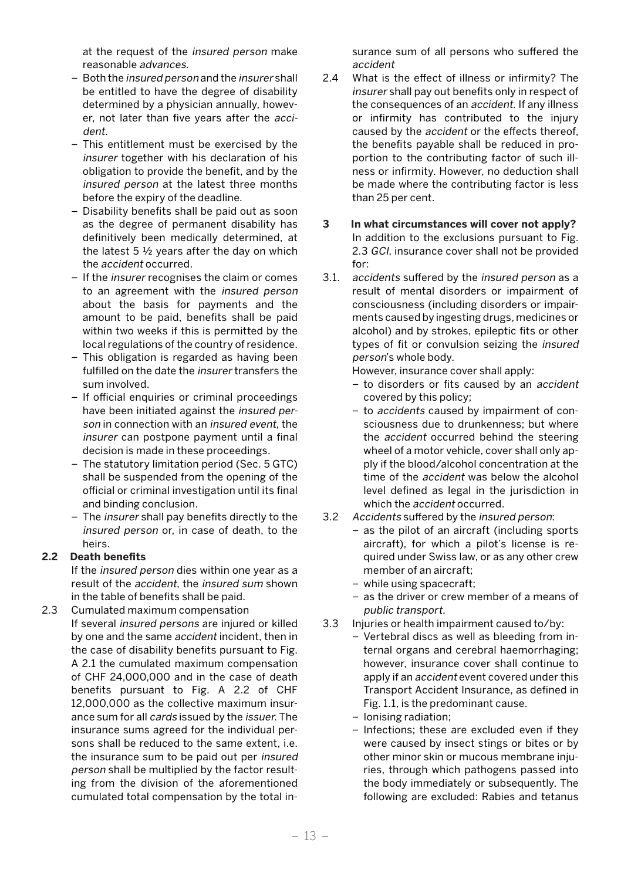at the request of the *insured person* make reasonable *advances*.

- Both the *insured person* and the *insurer* shall be entitled to have the degree of disability determined by a physician annually, however, not later than five years after the *accident*.
- This entitlement must be exercised by the *insurer* together with his declaration of his obligation to provide the benefit, and by the *insured person* at the latest three months before the expiry of the deadline.
- Disability benefits shall be paid out as soon as the degree of permanent disability has definitively been medically determined, at the latest 5 ½ years after the day on which the *accident* occurred.
- If the *insurer* recognises the claim or comes to an agreement with the *insured person* about the basis for payments and the amount to be paid, benefits shall be paid within two weeks if this is permitted by the local regulations of the country of residence.
- This obligation is regarded as having been fulfilled on the date the *insurer* transfers the sum involved.
- If official enquiries or criminal proceedings have been initiated against the *insured person* in connection with an *insured event*, the *insurer* can postpone payment until a final decision is made in these proceedings.
- The statutory limitation period (Sec. 5 GTC) shall be suspended from the opening of the official or criminal investigation until its final and binding conclusion.
- The *insurer* shall pay benefits directly to the *insured person* or, in case of death, to the heirs.

**2.2 Death benefits**

If the *insured person* dies within one year as a result of the *accident*, the *insured sum* shown in the table of benefits shall be paid.

2.3 Cumulated maximum compensation

If several *insured persons* are injured or killed by one and the same *accident* incident, then in the case of disability benefits pursuant to Fig. A 2.1 the cumulated maximum compensation of CHF 24,000,000 and in the case of death benefits pursuant to Fig. A 2.2 of CHF 12,000,000 as the collective maximum insurance sum for all *cards* issued by the *issuer*. The insurance sums agreed for the individual persons shall be reduced to the same extent, i.e. the insurance sum to be paid out per *insured person* shall be multiplied by the factor resulting from the division of the aforementioned cumulated total compensation by the total insurance sum of all persons who suffered the *accident*

2.4 What is the effect of illness or infirmity? The *insurer* shall pay out benefits only in respect of the consequences of an *accident*. If any illness or infirmity has contributed to the injury caused by the *accident* or the effects thereof, the benefits payable shall be reduced in proportion to the contributing factor of such illness or infirmity. However, no deduction shall be made where the contributing factor is less than 25 per cent.

**3 In what circumstances will cover not apply?**

In addition to the exclusions pursuant to Fig. 2.3 *GCI*, insurance cover shall not be provided for:

3.1. *accidents* suffered by the *insured person* as a result of mental disorders or impairment of consciousness (including disorders or impairments caused by ingesting drugs, medicines or alcohol) and by strokes, epileptic fits or other types of fit or convulsion seizing the *insured person*'s whole body.

However, insurance cover shall apply:

- to disorders or fits caused by an *accident* covered by this policy;
- to *accidents* caused by impairment of consciousness due to drunkenness; but where the *accident* occurred behind the steering wheel of a motor vehicle, cover shall only apply if the blood/alcohol concentration at the time of the *accident* was below the alcohol level defined as legal in the jurisdiction in which the *accident* occurred.

3.2 *Accidents* suffered by the *insured person*:

- as the pilot of an aircraft (including sports aircraft), for which a pilot's license is required under Swiss law, or as any other crew member of an aircraft;
- while using spacecraft;
- as the driver or crew member of a means of *public transport*.

3.3 Injuries or health impairment caused to/by:

- Vertebral discs as well as bleeding from internal organs and cerebral haemorrhaging; however, insurance cover shall continue to apply if an *accident* event covered under this Transport Accident Insurance, as defined in Fig. 1.1, is the predominant cause.
- Ionising radiation;
- Infections; these are excluded even if they were caused by insect stings or bites or by other minor skin or mucous membrane injuries, through which pathogens passed into the body immediately or subsequently. The following are excluded: Rabies and tetanus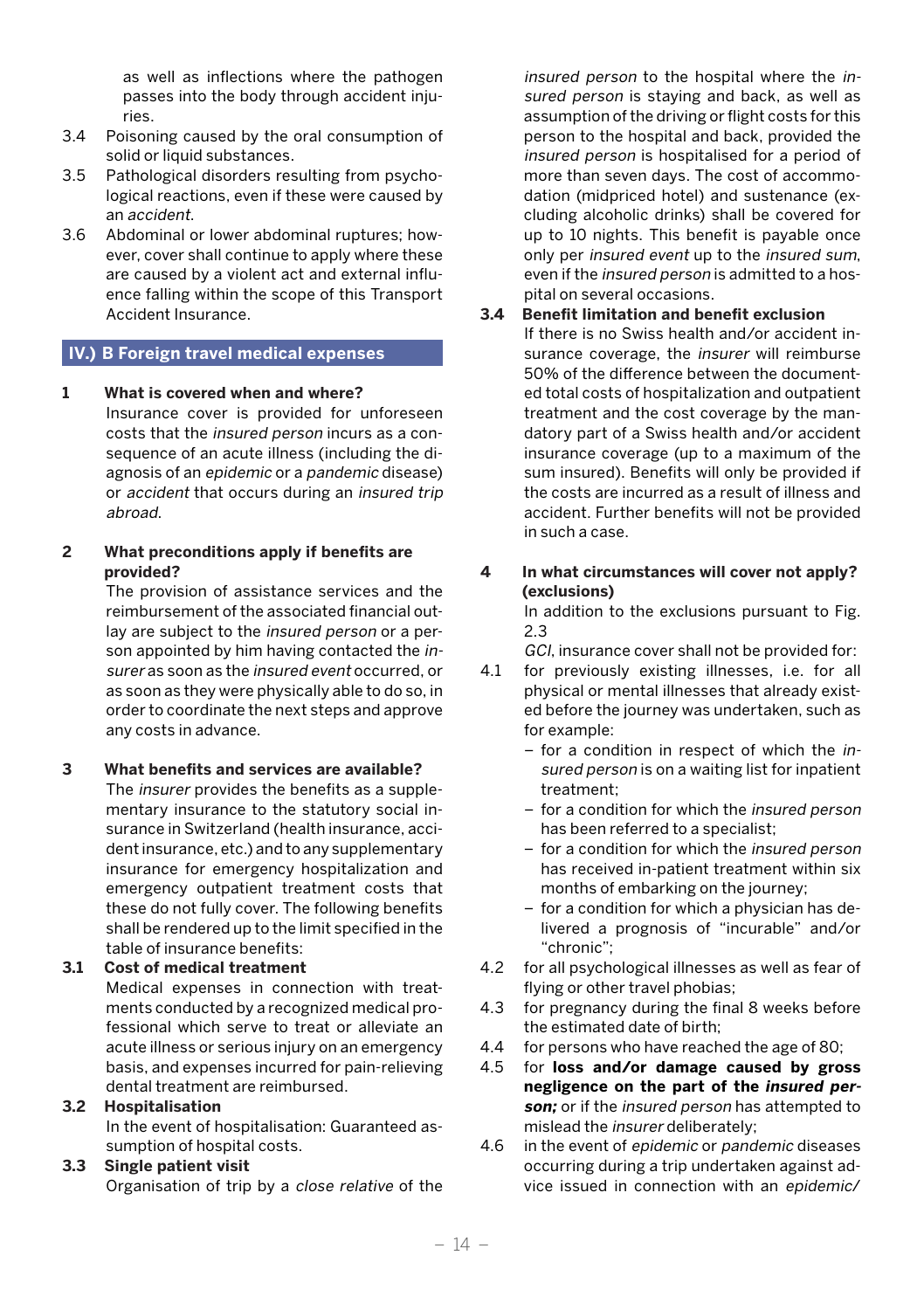as well as inflections where the pathogen passes into the body through accident injuries.

3.4 Poisoning caused by the oral consumption of solid or liquid substances.

3.5 Pathological disorders resulting from psychological reactions, even if these were caused by an *accident*.

3.6 Abdominal or lower abdominal ruptures; however, cover shall continue to apply where these are caused by a violent act and external influence falling within the scope of this Transport Accident Insurance.

## IV.) B Foreign travel medical expenses

### 1 What is covered when and where?

Insurance cover is provided for unforeseen costs that the *insured person* incurs as a consequence of an acute illness (including the diagnosis of an *epidemic* or a *pandemic* disease) or *accident* that occurs during an *insured trip abroad*.

### 2 What preconditions apply if benefits are provided?

The provision of assistance services and the reimbursement of the associated financial outlay are subject to the *insured person* or a person appointed by him having contacted the *insurer* as soon as the *insured event* occurred, or as soon as they were physically able to do so, in order to coordinate the next steps and approve any costs in advance.

### 3 What benefits and services are available?

The *insurer* provides the benefits as a supplementary insurance to the statutory social insurance in Switzerland (health insurance, accident insurance, etc.) and to any supplementary insurance for emergency hospitalization and emergency outpatient treatment costs that these do not fully cover. The following benefits shall be rendered up to the limit specified in the table of insurance benefits:

**3.1 Cost of medical treatment**

Medical expenses in connection with treatments conducted by a recognized medical professional which serve to treat or alleviate an acute illness or serious injury on an emergency basis, and expenses incurred for pain-relieving dental treatment are reimbursed.

**3.2 Hospitalisation**

In the event of hospitalisation: Guaranteed assumption of hospital costs.

**3.3 Single patient visit**

Organisation of trip by a *close relative* of the *insured person* to the hospital where the *insured person* is staying and back, as well as assumption of the driving or flight costs for this person to the hospital and back, provided the *insured person* is hospitalised for a period of more than seven days. The cost of accommodation (midpriced hotel) and sustenance (excluding alcoholic drinks) shall be covered for up to 10 nights. This benefit is payable once only per *insured event* up to the *insured sum*, even if the *insured person* is admitted to a hospital on several occasions.

**3.4 Benefit limitation and benefit exclusion**

If there is no Swiss health and/or accident insurance coverage, the *insurer* will reimburse 50% of the difference between the documented total costs of hospitalization and outpatient treatment and the cost coverage by the mandatory part of a Swiss health and/or accident insurance coverage (up to a maximum of the sum insured). Benefits will only be provided if the costs are incurred as a result of illness and accident. Further benefits will not be provided in such a case.

### 4 In what circumstances will cover not apply? (exclusions)

In addition to the exclusions pursuant to Fig. 2.3

*GCI*, insurance cover shall not be provided for:

4.1 for previously existing illnesses, i.e. for all physical or mental illnesses that already existed before the journey was undertaken, such as for example:
- for a condition in respect of which the *insured person* is on a waiting list for inpatient treatment;
- for a condition for which the *insured person* has been referred to a specialist;
- for a condition for which the *insured person* has received in-patient treatment within six months of embarking on the journey;
- for a condition for which a physician has delivered a prognosis of “incurable” and/or “chronic”;

4.2 for all psychological illnesses as well as fear of flying or other travel phobias;

4.3 for pregnancy during the final 8 weeks before the estimated date of birth;

4.4 for persons who have reached the age of 80;

4.5 for **loss and/or damage caused by gross negligence on the part of the *insured person;*** or if the *insured person* has attempted to mislead the *insurer* deliberately;

4.6 in the event of *epidemic* or *pandemic* diseases occurring during a trip undertaken against advice issued in connection with an *epidemic/*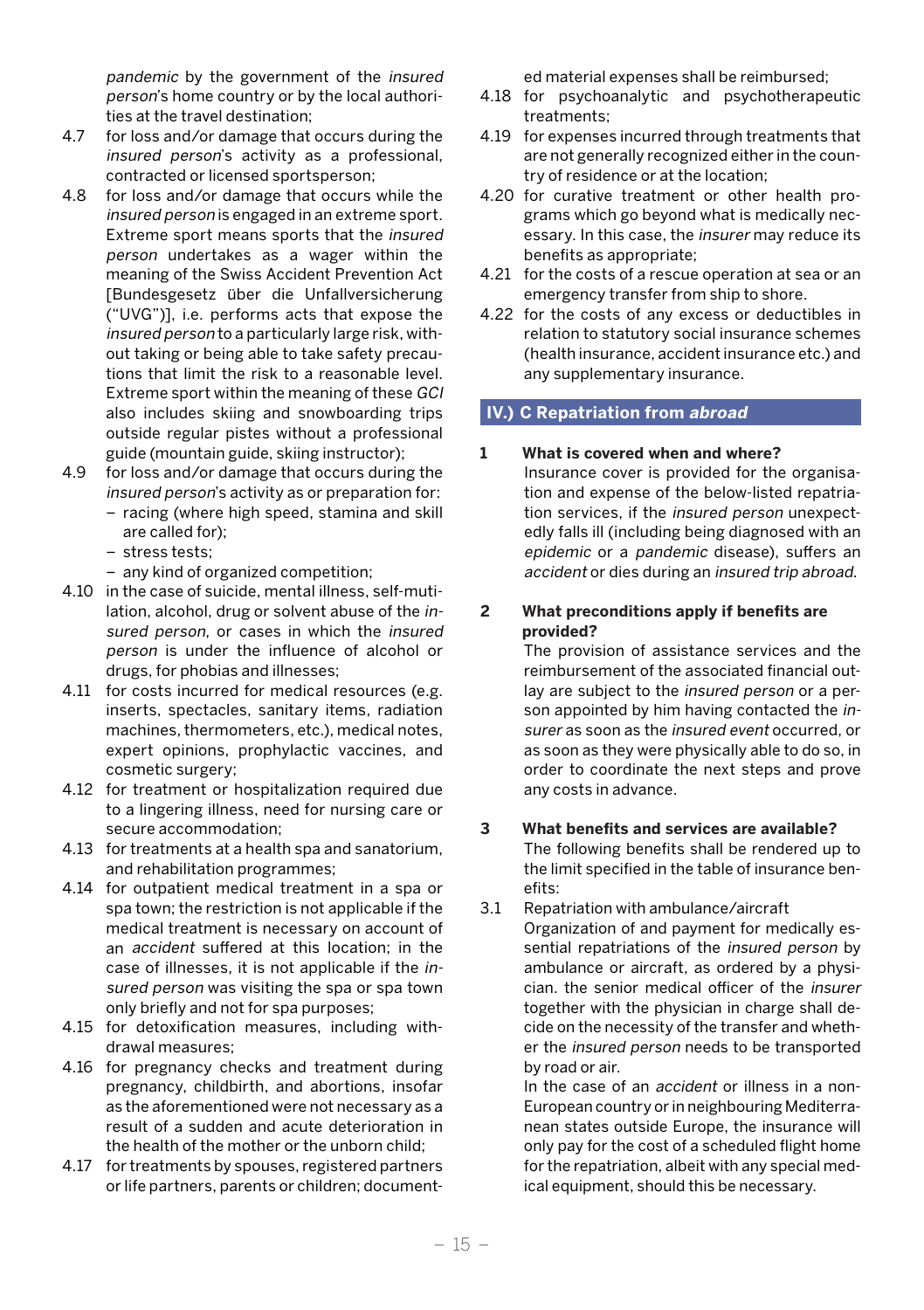*pandemic* by the government of the *insured person*'s home country or by the local authorities at the travel destination;

4.7 for loss and/or damage that occurs during the *insured person*'s activity as a professional, contracted or licensed sportsperson;

4.8 for loss and/or damage that occurs while the *insured person* is engaged in an extreme sport. Extreme sport means sports that the *insured person* undertakes as a wager within the meaning of the Swiss Accident Prevention Act [Bundesgesetz über die Unfallversicherung ("UVG")], i.e. performs acts that expose the *insured person* to a particularly large risk, without taking or being able to take safety precautions that limit the risk to a reasonable level. Extreme sport within the meaning of these *GCI* also includes skiing and snowboarding trips outside regular pistes without a professional guide (mountain guide, skiing instructor);

4.9 for loss and/or damage that occurs during the *insured person*'s activity as or preparation for:
- racing (where high speed, stamina and skill are called for);
- stress tests;
- any kind of organized competition;

4.10 in the case of suicide, self-mutilation, alcohol, drug or solvent abuse of the *insured person*, or cases in which the *insured person* is under the influence of alcohol or drugs, for phobias and illnesses;

4.11 for costs incurred for medical resources (e.g. inserts, spectacles, sanitary items, radiation machines, thermometers, etc.), medical notes, expert opinions, prophylactic vaccines, and cosmetic surgery;

4.12 for treatment or hospitalization required due to a lingering illness, need for nursing care or secure accommodation;

4.13 for treatments at a health spa and sanatorium, and rehabilitation programmes;

4.14 for outpatient medical treatment in a spa or spa town; the restriction is not applicable if the medical treatment is necessary on account of an *accident* suffered at this location; in the case of illnesses, it is not applicable if the *insured person* was visiting the spa or spa town only briefly and not for spa purposes;

4.15 for detoxification measures, including withdrawal measures;

4.16 for pregnancy checks and treatment during pregnancy, childbirth, and abortions, insofar as the aforementioned were not necessary as a result of a sudden and acute deterioration in the health of the mother or the unborn child;

4.17 for treatments by spouses, registered partners or life partners, parents or children; documented material expenses shall be reimbursed;

4.18 for psychoanalytic and psychotherapeutic treatments;

4.19 for expenses incurred through treatments that are not generally recognized either in the country of residence or at the location;

4.20 for curative treatment or other health programs which go beyond what is medically necessary. In this case, the *insurer* may reduce its benefits as appropriate;

4.21 for the costs of a rescue operation at sea or an emergency transfer from ship to shore.

4.22 for the costs of any excess or deductibles in relation to statutory social insurance schemes (health insurance, accident insurance etc.) and any supplementary insurance.

## IV.) C Repatriation from *abroad*

**1 What is covered when and where?**

Insurance cover is provided for the organisation and expense of the below-listed repatriation services, if the *insured person* unexpectedly falls ill (including being diagnosed with an *epidemic* or a *pandemic* disease), suffers an *accident* or dies during an *insured trip abroad*.

**2 What preconditions apply if benefits are provided?**

The provision of assistance services and the reimbursement of the associated financial outlay are subject to the *insured person* or a person appointed by him having contacted the *insurer* as soon as the *insured event* occurred, or as soon as they were physically able to do so, in order to coordinate the next steps and prove any costs in advance.

**3 What benefits and services are available?**

The following benefits shall be rendered up to the limit specified in the table of insurance benefits:

3.1 Repatriation with ambulance/aircraft

Organization of and payment for medically essential repatriations of the *insured person* by ambulance or aircraft, as ordered by a physician. the senior medical officer of the *insurer* together with the physician in charge shall decide on the necessity of the transfer and whether the *insured person* needs to be transported by road or air.

In the case of an *accident* or illness in a non-European country or in neighbouring Mediterranean states outside Europe, the insurance will only pay for the cost of a scheduled flight home for the repatriation, albeit with any special medical equipment, should this be necessary.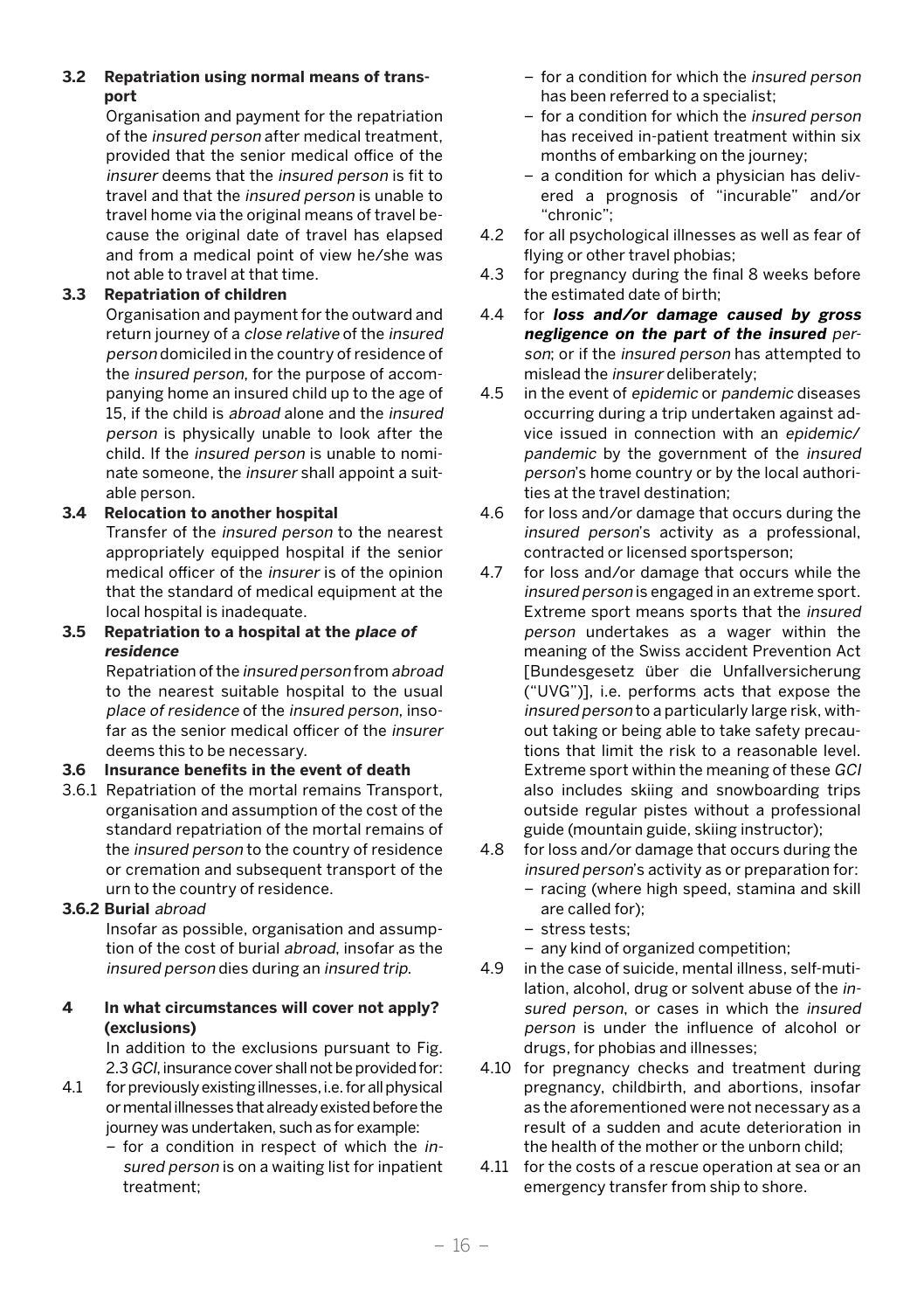### 3.2 Repatriation using normal means of transport

Organisation and payment for the repatriation of the *insured person* after medical treatment, provided that the senior medical office of the *insurer* deems that the *insured person* is fit to travel and that the *insured person* is unable to travel home via the original means of travel because the original date of travel has elapsed and from a medical point of view he/she was not able to travel at that time.

### 3.3 Repatriation of children

Organisation and payment for the outward and return journey of a *close relative* of the *insured person* domiciled in the country of residence of the *insured person*, for the purpose of accompanying home an insured child up to the age of 15, if the child is *abroad* alone and the *insured person* is physically unable to look after the child. If the *insured person* is unable to nominate someone, the *insurer* shall appoint a suitable person.

### 3.4 Relocation to another hospital

Transfer of the *insured person* to the nearest appropriately equipped hospital if the senior medical officer of the *insurer* is of the opinion that the standard of medical equipment at the local hospital is inadequate.

### 3.5 Repatriation to a hospital at the *place of residence*

Repatriation of the *insured person* from *abroad* to the nearest suitable hospital to the usual *place of residence* of the *insured person*, insofar as the senior medical officer of the *insurer* deems this to be necessary.

### 3.6 Insurance benefits in the event of death

3.6.1 Repatriation of the mortal remains Transport, organisation and assumption of the cost of the standard repatriation of the mortal remains of the *insured person* to the country of residence or cremation and subsequent transport of the urn to the country of residence.

**3.6.2 Burial** *abroad*

Insofar as possible, organisation and assumption of the cost of burial *abroad*, insofar as the *insured person* dies during an *insured trip*.

## 4 In what circumstances will cover not apply? (exclusions)

In addition to the exclusions pursuant to Fig. 2.3 *GCI*, insurance cover shall not be provided for:

4.1 for previously existing illnesses, i.e. for all physical or mental illnesses that already existed before the journey was undertaken, such as for example:
- for a condition in respect of which the *insured person* is on a waiting list for inpatient treatment;
- for a condition for which the *insured person* has been referred to a specialist;
- for a condition for which the *insured person* has received in-patient treatment within six months of embarking on the journey;
- a condition for which a physician has delivered a prognosis of "incurable" and/or "chronic";

4.2 for all psychological illnesses as well as fear of flying or other travel phobias;

4.3 for pregnancy during the final 8 weeks before the estimated date of birth;

4.4 for ***loss and/or damage caused by gross negligence on the part of the insured*** *person*; or if the *insured person* has attempted to mislead the *insurer* deliberately;

4.5 in the event of *epidemic* or *pandemic* diseases occurring during a trip undertaken against advice issued in connection with an *epidemic/pandemic* by the government of the *insured person*'s home country or by the local authorities at the travel destination;

4.6 for loss and/or damage that occurs during the *insured person*'s activity as a professional, contracted or licensed sportsperson;

4.7 for loss and/or damage that occurs while the *insured person* is engaged in an extreme sport. Extreme sport means sports that the *insured person* undertakes as a wager within the meaning of the Swiss accident Prevention Act [Bundesgesetz über die Unfallversicherung ("UVG")], i.e. performs acts that expose the *insured person* to a particularly large risk, without taking or being able to take safety precautions that limit the risk to a reasonable level. Extreme sport within the meaning of these *GCI* also includes skiing and snowboarding trips outside regular pistes without a professional guide (mountain guide, skiing instructor);

4.8 for loss and/or damage that occurs during the *insured person*'s activity as or preparation for:
- racing (where high speed, stamina and skill are called for);
- stress tests;
- any kind of organized competition;

4.9 in the case of suicide, mental illness, self-mutilation, alcohol, drug or solvent abuse of the *insured person*, or cases in which the *insured person* is under the influence of alcohol or drugs, for phobias and illnesses;

4.10 for pregnancy checks and treatment during pregnancy, childbirth, and abortions, insofar as the aforementioned were not necessary as a result of a sudden and acute deterioration in the health of the mother or the unborn child;

4.11 for the costs of a rescue operation at sea or an emergency transfer from ship to shore.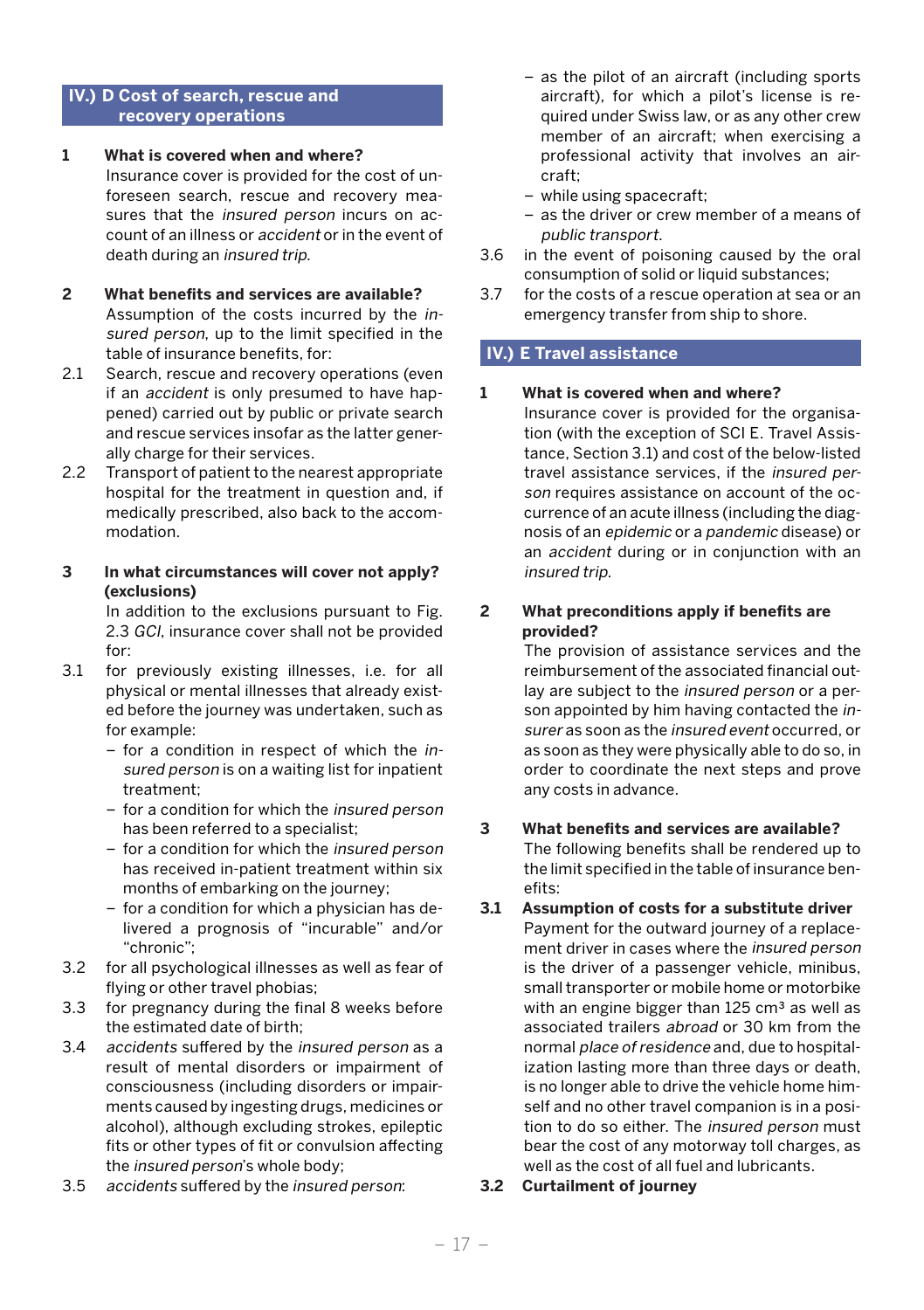## IV.) D Cost of search, rescue and recovery operations

**1 What is covered when and where?**

Insurance cover is provided for the cost of unforeseen search, rescue and recovery measures that the *insured person* incurs on account of an illness or *accident* or in the event of death during an *insured trip*.

**2 What benefits and services are available?**

Assumption of the costs incurred by the *insured person*, up to the limit specified in the table of insurance benefits, for:

2.1 Search, rescue and recovery operations (even if an *accident* is only presumed to have happened) carried out by public or private search and rescue services insofar as the latter generally charge for their services.

2.2 Transport of patient to the nearest appropriate hospital for the treatment in question and, if medically prescribed, also back to the accommodation.

**3 In what circumstances will cover not apply? (exclusions)**

In addition to the exclusions pursuant to Fig. 2.3 *GCI*, insurance cover shall not be provided for:

3.1 for previously existing illnesses, i.e. for all physical or mental illnesses that already existed before the journey was undertaken, such as for example:
- for a condition in respect of which the *insured person* is on a waiting list for inpatient treatment;
- for a condition for which the *insured person* has been referred to a specialist;
- for a condition for which the *insured person* has received in-patient treatment within six months of embarking on the journey;
- for a condition for which a physician has delivered a prognosis of "incurable" and/or "chronic";

3.2 for all psychological illnesses as well as fear of flying or other travel phobias;

3.3 for pregnancy during the final 8 weeks before the estimated date of birth;

3.4 *accidents* suffered by the *insured person* as a result of mental disorders or impairment of consciousness (including disorders or impairments caused by ingesting drugs, medicines or alcohol), although excluding strokes, epileptic fits or other types of fit or convulsion affecting the *insured person*'s whole body;

3.5 *accidents* suffered by the *insured person*:
- as the pilot of an aircraft (including sports aircraft), for which a pilot's license is required under Swiss law, or as any other crew member of an aircraft; when exercising a professional activity that involves an aircraft;
- while using spacecraft;
- as the driver or crew member of a means of *public transport*.

3.6 in the event of poisoning caused by the oral consumption of solid or liquid substances;

3.7 for the costs of a rescue operation at sea or an emergency transfer from ship to shore.

## IV.) E Travel assistance

**1 What is covered when and where?**

Insurance cover is provided for the organisation (with the exception of SCI E. Travel Assistance, Section 3.1) and cost of the below-listed travel assistance services, if the *insured person* requires assistance on account of the occurrence of an acute illness (including the diagnosis of an *epidemic* or a *pandemic* disease) or an *accident* during or in conjunction with an *insured trip*.

**2 What preconditions apply if benefits are provided?**

The provision of assistance services and the reimbursement of the associated financial outlay are subject to the *insured person* or a person appointed by him having contacted the *insurer* as soon as the *insured event* occurred, or as soon as they were physically able to do so, in order to coordinate the next steps and prove any costs in advance.

**3 What benefits and services are available?**

The following benefits shall be rendered up to the limit specified in the table of insurance benefits:

**3.1 Assumption of costs for a substitute driver**

Payment for the outward journey of a replacement driver in cases where the *insured person* is the driver of a passenger vehicle, minibus, small transporter or mobile home or motorbike with an engine bigger than 125 $cm^3$ as well as associated trailers *abroad* or 30 km from the normal *place of residence* and, due to hospitalization lasting more than three days or death, is no longer able to drive the vehicle home himself and no other travel companion is in a position to do so either. The *insured person* must bear the cost of any motorway toll charges, as well as the cost of all fuel and lubricants.

**3.2 Curtailment of journey**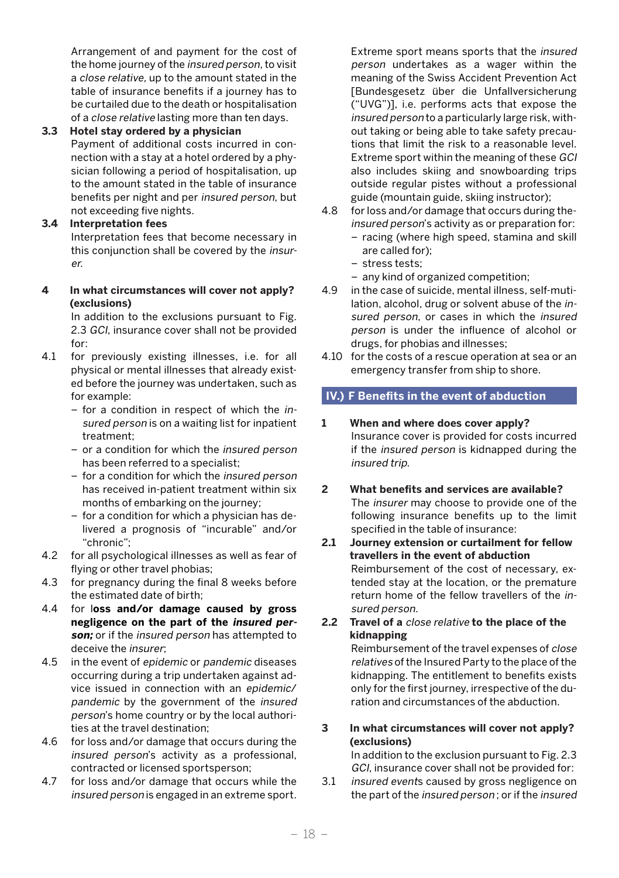Arrangement of and payment for the cost of the home journey of the *insured person*, to visit a *close relative*, up to the amount stated in the table of insurance benefits if a journey has to be curtailed due to the death or hospitalisation of a *close relative* lasting more than ten days.

**3.3 Hotel stay ordered by a physician**

Payment of additional costs incurred in connection with a stay at a hotel ordered by a physician following a period of hospitalisation, up to the amount stated in the table of insurance benefits per night and per *insured person*, but not exceeding five nights.

**3.4 Interpretation fees**

Interpretation fees that become necessary in this conjunction shall be covered by the *insurer*.

**4 In what circumstances will cover not apply? (exclusions)**

In addition to the exclusions pursuant to Fig. 2.3 *GCI*, insurance cover shall not be provided for:

4.1 for previously existing illnesses, i.e. for all physical or mental illnesses that already existed before the journey was undertaken, such as for example:
- for a condition in respect of which the *insured person* is on a waiting list for inpatient treatment;
- or a condition for which the *insured person* has been referred to a specialist;
- for a condition for which the *insured person* has received in-patient treatment within six months of embarking on the journey;
- for a condition for which a physician has delivered a prognosis of "incurable" and/or "chronic";

4.2 for all psychological illnesses as well as fear of flying or other travel phobias;

4.3 for pregnancy during the final 8 weeks before the estimated date of birth;

4.4 for l**oss and/or damage caused by gross negligence on the part of the *insured person;*** or if the *insured person* has attempted to deceive the *insurer*;

4.5 in the event of *epidemic* or *pandemic* diseases occurring during a trip undertaken against advice issued in connection with an *epidemic/pandemic* by the government of the *insured person*'s home country or by the local authorities at the travel destination;

4.6 for loss and/or damage that occurs during the *insured person*'s activity as a professional, contracted or licensed sportsperson;

4.7 for loss and/or damage that occurs while the *insured person* is engaged in an extreme sport. Extreme sport means sports that the *insured person* undertakes as a wager within the meaning of the Swiss Accident Prevention Act [Bundesgesetz über die Unfallversicherung ("UVG")], i.e. performs acts that expose the *insured person* to a particularly large risk, without taking or being able to take safety precautions that limit the risk to a reasonable level. Extreme sport within the meaning of these *GCI* also includes skiing and snowboarding trips outside regular pistes without a professional guide (mountain guide, skiing instructor);

4.8 for loss and/or damage that occurs during the *insured person*'s activity as or preparation for:
- racing (where high speed, stamina and skill are called for);
- stress tests;
- any kind of organized competition;

4.9 in the case of suicide, mental illness, self-mutilation, alcohol, drug or solvent abuse of the *insured person*, or cases in which the *insured person* is under the influence of alcohol or drugs, for phobias and illnesses;

4.10 for the costs of a rescue operation at sea or an emergency transfer from ship to shore.

## IV.) F Benefits in the event of abduction

**1 When and where does cover apply?**

Insurance cover is provided for costs incurred if the *insured person* is kidnapped during the *insured trip*.

**2 What benefits and services are available?**

The *insurer* may choose to provide one of the following insurance benefits up to the limit specified in the table of insurance:

**2.1 Journey extension or curtailment for fellow travellers in the event of abduction**

Reimbursement of the cost of necessary, extended stay at the location, or the premature return home of the fellow travellers of the *insured person*.

**2.2 Travel of a** *close relative* **to the place of the kidnapping**

Reimbursement of the travel expenses of *close relatives* of the Insured Party to the place of the kidnapping. The entitlement to benefits exists only for the first journey, irrespective of the duration and circumstances of the abduction.

**3 In what circumstances will cover not apply? (exclusions)**

In addition to the exclusion pursuant to Fig. 2.3 *GCI*, insurance cover shall not be provided for:

3.1 *insured event*s caused by gross negligence on the part of the *insured person* ; or if the *insured*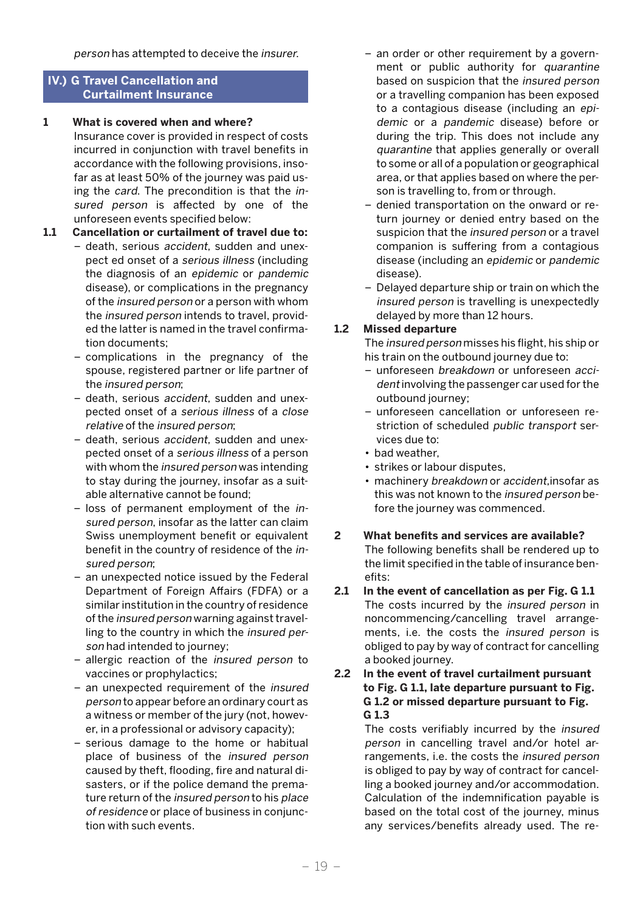*person* has attempted to deceive the *insurer*.

## IV.) G Travel Cancellation and Curtailment Insurance

**1 What is covered when and where?**

Insurance cover is provided in respect of costs incurred in conjunction with travel benefits in accordance with the following provisions, insofar as at least 50% of the journey was paid using the *card*. The precondition is that the *insured person* is affected by one of the unforeseen events specified below:

**1.1 Cancellation or curtailment of travel due to:**

- death, serious *accident*, sudden and unexpect ed onset of a *serious illness* (including the diagnosis of an *epidemic* or *pandemic* disease), or complications in the pregnancy of the *insured person* or a person with whom the *insured person* intends to travel, provided the latter is named in the travel confirmation documents;
- complications in the pregnancy of the spouse, registered partner or life partner of the *insured person*;
- death, serious *accident*, sudden and unexpected onset of a *serious illness* of a *close relative* of the *insured person*;
- death, serious *accident*, sudden and unexpected onset of a *serious illness* of a person with whom the *insured person* was intending to stay during the journey, insofar as a suitable alternative cannot be found;
- loss of permanent employment of the *insured person*, insofar as the latter can claim Swiss unemployment benefit or equivalent benefit in the country of residence of the *insured person*;
- an unexpected notice issued by the Federal Department of Foreign Affairs (FDFA) or a similar institution in the country of residence of the *insured person* warning against travelling to the country in which the *insured person* had intended to journey;
- allergic reaction of the *insured person* to vaccines or prophylactics;
- an unexpected requirement of the *insured person* to appear before an ordinary court as a witness or member of the jury (not, however, in a professional or advisory capacity);
- serious damage to the home or habitual place of business of the *insured person* caused by theft, flooding, fire and natural disasters, or if the police demand the premature return of the *insured person* to his *place of residence* or place of business in conjunction with such events.
- an order or other requirement by a government or public authority for *quarantine* based on suspicion that the *insured person* or a travelling companion has been exposed to a contagious disease (including an *epidemic* or a *pandemic* disease) before or during the trip. This does not include any *quarantine* that applies generally or overall to some or all of a population or geographical area, or that applies based on where the person is travelling to, from or through.
- denied transportation on the onward or return journey or denied entry based on the suspicion that the *insured person* or a travel companion is suffering from a contagious disease (including an *epidemic* or *pandemic* disease).
- Delayed departure ship or train on which the *insured person* is travelling is unexpectedly delayed by more than 12 hours.

**1.2 Missed departure**

The *insured person* misses his flight, his ship or his train on the outbound journey due to:

- unforeseen *breakdown* or unforeseen *accident* involving the passenger car used for the outbound journey;
- unforeseen cancellation or unforeseen restriction of scheduled *public transport* services due to:
  - bad weather,
  - strikes or labour disputes,
  - machinery *breakdown* or *accident*, insofar as this was not known to the *insured person* before the journey was commenced.

**2 What benefits and services are available?**

The following benefits shall be rendered up to the limit specified in the table of insurance benefits:

**2.1 In the event of cancellation as per Fig. G 1.1**

The costs incurred by the *insured person* in noncommencing/cancelling travel arrangements, i.e. the costs the *insured person* is obliged to pay by way of contract for cancelling a booked journey.

**2.2 In the event of travel curtailment pursuant to Fig. G 1.1, late departure pursuant to Fig. G 1.2 or missed departure pursuant to Fig. G 1.3**

The costs verifiably incurred by the *insured person* in cancelling travel and/or hotel arrangements, i.e. the costs the *insured person* is obliged to pay by way of contract for cancelling a booked journey and/or accommodation. Calculation of the indemnification payable is based on the total cost of the journey, minus any services/benefits already used. The re-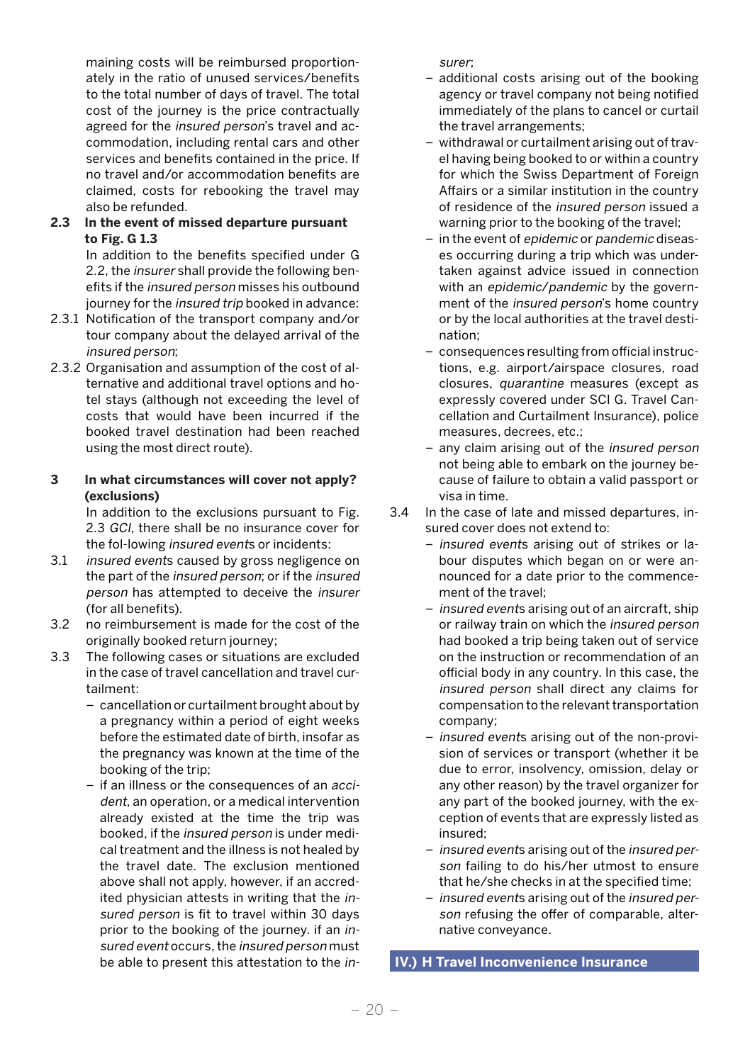maining costs will be reimbursed proportionately in the ratio of unused services/benefits to the total number of days of travel. The total cost of the journey is the price contractually agreed for the *insured person*'s travel and accommodation, including rental cars and other services and benefits contained in the price. If no travel and/or accommodation benefits are claimed, costs for rebooking the travel may also be refunded.

**2.3 In the event of missed departure pursuant to Fig. G 1.3**

In addition to the benefits specified under G 2.2, the *insurer* shall provide the following benefits if the *insured person* misses his outbound journey for the *insured trip* booked in advance:

2.3.1 Notification of the transport company and/or tour company about the delayed arrival of the *insured person*;

2.3.2 Organisation and assumption of the cost of alternative and additional travel options and hotel stays (although not exceeding the level of costs that would have been incurred if the booked travel destination had been reached using the most direct route).

**3 In what circumstances will cover not apply? (exclusions)**

In addition to the exclusions pursuant to Fig. 2.3 *GCI*, there shall be no insurance cover for the fol-lowing *insured event*s or incidents:

3.1 *insured event*s caused by gross negligence on the part of the *insured person*; or if the *insured person* has attempted to deceive the *insurer* (for all benefits).

3.2 no reimbursement is made for the cost of the originally booked return journey;

3.3 The following cases or situations are excluded in the case of travel cancellation and travel curtailment:

- cancellation or curtailment brought about by a pregnancy within a period of eight weeks before the estimated date of birth, insofar as the pregnancy was known at the time of the booking of the trip;
- if an illness or the consequences of an *accident*, an operation, or a medical intervention already existed at the time the trip was booked, if the *insured person* is under medical treatment and the illness is not healed by the travel date. The exclusion mentioned above shall not apply, however, if an accredited physician attests in writing that the *insured person* is fit to travel within 30 days prior to the booking of the journey. if an *insured event* occurs, the *insured person* must be able to present this attestation to the *insurer*;
- additional costs arising out of the booking agency or travel company not being notified immediately of the plans to cancel or curtail the travel arrangements;
- withdrawal or curtailment arising out of travel having being booked to or within a country for which the Swiss Department of Foreign Affairs or a similar institution in the country of residence of the *insured person* issued a warning prior to the booking of the travel;
- in the event of *epidemic* or *pandemic* diseases occurring during a trip which was undertaken against advice issued in connection with an *epidemic/pandemic* by the government of the *insured person*'s home country or by the local authorities at the travel destination;
- consequences resulting from official instructions, e.g. airport/airspace closures, road closures, *quarantine* measures (except as expressly covered under SCI G. Travel Cancellation and Curtailment Insurance), police measures, decrees, etc.;
- any claim arising out of the *insured person* not being able to embark on the journey because of failure to obtain a valid passport or visa in time.

3.4 In the case of late and missed departures, insured cover does not extend to:

- *insured event*s arising out of strikes or labour disputes which began on or were announced for a date prior to the commencement of the travel;
- *insured event*s arising out of an aircraft, ship or railway train on which the *insured person* had booked a trip being taken out of service on the instruction or recommendation of an official body in any country. In this case, the *insured person* shall direct any claims for compensation to the relevant transportation company;
- *insured event*s arising out of the non-provision of services or transport (whether it be due to error, insolvency, omission, delay or any other reason) by the travel organizer for any part of the booked journey, with the exception of events that are expressly listed as insured;
- *insured event*s arising out of the *insured person* failing to do his/her utmost to ensure that he/she checks in at the specified time;
- *insured event*s arising out of the *insured person* refusing the offer of comparable, alternative conveyance.

## IV.) H Travel Inconvenience Insurance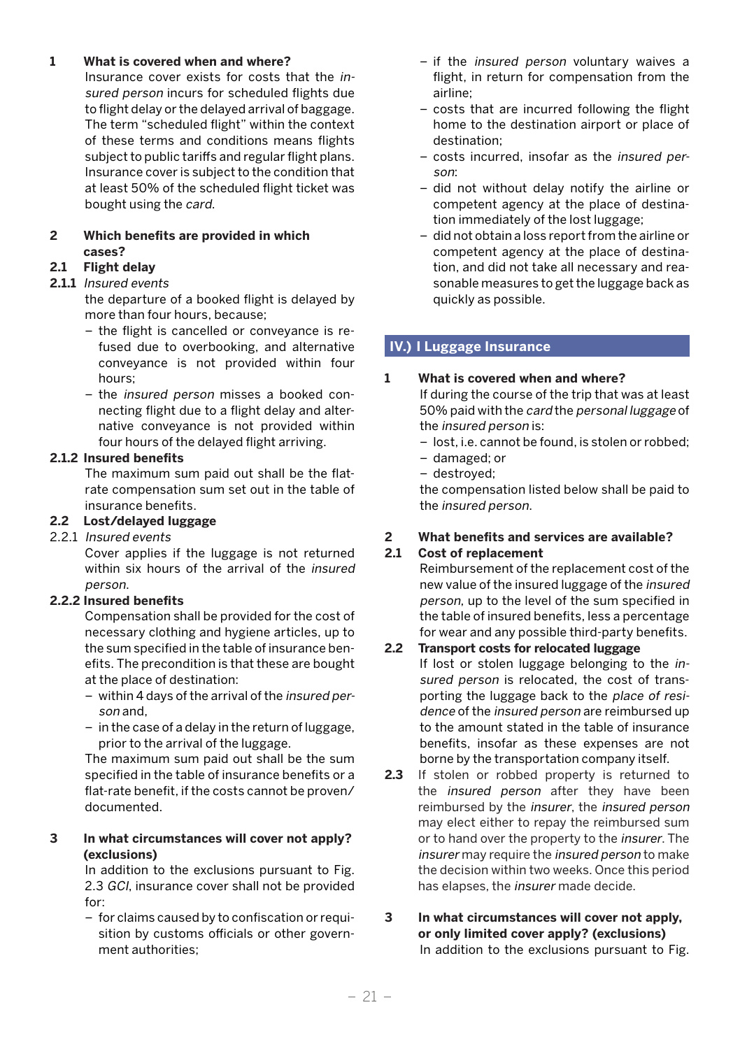**1 What is covered when and where?**

Insurance cover exists for costs that the *insured person* incurs for scheduled flights due to flight delay or the delayed arrival of baggage. The term "scheduled flight" within the context of these terms and conditions means flights subject to public tariffs and regular flight plans. Insurance cover is subject to the condition that at least 50% of the scheduled flight ticket was bought using the *card*.

**2 Which benefits are provided in which cases?**

**2.1 Flight delay**

**2.1.1** *Insured events*

the departure of a booked flight is delayed by more than four hours, because;

- the flight is cancelled or conveyance is refused due to overbooking, and alternative conveyance is not provided within four hours;
- the *insured person* misses a booked connecting flight due to a flight delay and alternative conveyance is not provided within four hours of the delayed flight arriving.

**2.1.2 Insured benefits**

The maximum sum paid out shall be the flat-rate compensation sum set out in the table of insurance benefits.

**2.2 Lost/delayed luggage**

2.2.1 *Insured events*

Cover applies if the luggage is not returned within six hours of the arrival of the *insured person*.

**2.2.2 Insured benefits**

Compensation shall be provided for the cost of necessary clothing and hygiene articles, up to the sum specified in the table of insurance benefits. The precondition is that these are bought at the place of destination:

- within 4 days of the arrival of the *insured person* and,
- in the case of a delay in the return of luggage, prior to the arrival of the luggage.

The maximum sum paid out shall be the sum specified in the table of insurance benefits or a flat-rate benefit, if the costs cannot be proven/documented.

**3 In what circumstances will cover not apply? (exclusions)**

In addition to the exclusions pursuant to Fig. 2.3 *GCI*, insurance cover shall not be provided for:

- for claims caused by to confiscation or requisition by customs officials or other government authorities;
- if the *insured person* voluntary waives a flight, in return for compensation from the airline;
- costs that are incurred following the flight home to the destination airport or place of destination;
- costs incurred, insofar as the *insured person*:
- did not without delay notify the airline or competent agency at the place of destination immediately of the lost luggage;
- did not obtain a loss report from the airline or competent agency at the place of destination, and did not take all necessary and reasonable measures to get the luggage back as quickly as possible.

## IV.) I Luggage Insurance

**1 What is covered when and where?**

If during the course of the trip that was at least 50% paid with the *card* the *personal luggage* of the *insured person* is:

- lost, i.e. cannot be found, is stolen or robbed;
- damaged; or
- destroyed;

the compensation listed below shall be paid to the *insured person*.

**2 What benefits and services are available?**

**2.1 Cost of replacement**

Reimbursement of the replacement cost of the new value of the insured luggage of the *insured person*, up to the level of the sum specified in the table of insured benefits, less a percentage for wear and any possible third-party benefits.

**2.2 Transport costs for relocated luggage**

If lost or stolen luggage belonging to the *insured person* is relocated, the cost of transporting the luggage back to the *place of residence* of the *insured person* are reimbursed up to the amount stated in the table of insurance benefits, insofar as these expenses are not borne by the transportation company itself.

**2.3** If stolen or robbed property is returned to the *insured person* after they have been reimbursed by the *insurer*, the *insured person* may elect either to repay the reimbursed sum or to hand over the property to the *insurer*. The *insurer* may require the *insured person* to make the decision within two weeks. Once this period has elapses, the *insurer* made decide.

**3 In what circumstances will cover not apply, or only limited cover apply? (exclusions)**

In addition to the exclusions pursuant to Fig.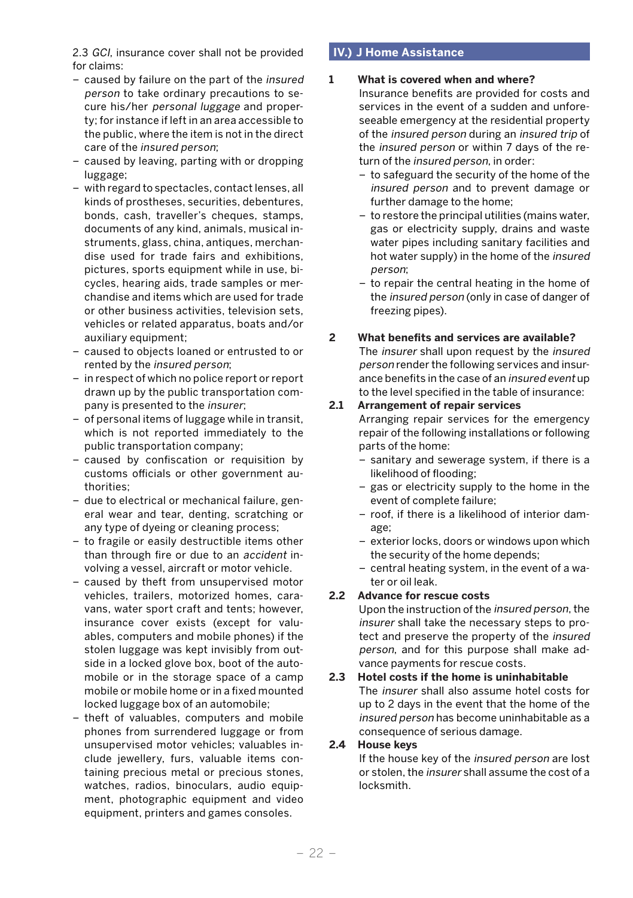2.3 *GCI*, insurance cover shall not be provided for claims:

- caused by failure on the part of the *insured person* to take ordinary precautions to secure his/her *personal luggage* and property; for instance if left in an area accessible to the public, where the item is not in the direct care of the *insured person*;
- caused by leaving, parting with or dropping luggage;
- with regard to spectacles, contact lenses, all kinds of prostheses, securities, debentures, bonds, cash, traveller's cheques, stamps, documents of any kind, animals, musical instruments, glass, china, antiques, merchandise used for trade fairs and exhibitions, pictures, sports equipment while in use, bicycles, hearing aids, trade samples or merchandise and items which are used for trade or other business activities, television sets, vehicles or related apparatus, boats and/or auxiliary equipment;
- caused to objects loaned or entrusted to or rented by the *insured person*;
- in respect of which no police report or report drawn up by the public transportation company is presented to the *insurer*;
- of personal items of luggage while in transit, which is not reported immediately to the public transportation company;
- caused by confiscation or requisition by customs officials or other government authorities;
- due to electrical or mechanical failure, general wear and tear, denting, scratching or any type of dyeing or cleaning process;
- to fragile or easily destructible items other than through fire or due to an *accident* involving a vessel, aircraft or motor vehicle.
- caused by theft from unsupervised motor vehicles, trailers, motorized homes, caravans, water sport craft and tents; however, insurance cover exists (except for valuables, computers and mobile phones) if the stolen luggage was kept invisibly from outside in a locked glove box, boot of the automobile or in the storage space of a camp mobile or mobile home or in a fixed mounted locked luggage box of an automobile;
- theft of valuables, computers and mobile phones from surrendered luggage or from unsupervised motor vehicles; valuables include jewellery, furs, valuable items containing precious metal or precious stones, watches, radios, binoculars, audio equipment, photographic equipment and video equipment, printers and games consoles.

## IV.) J Home Assistance

### 1 What is covered when and where?

Insurance benefits are provided for costs and services in the event of a sudden and unforeseeable emergency at the residential property of the *insured person* during an *insured trip* of the *insured person* or within 7 days of the return of the *insured person*, in order:

- to safeguard the security of the home of the *insured person* and to prevent damage or further damage to the home;
- to restore the principal utilities (mains water, gas or electricity supply, drains and waste water pipes including sanitary facilities and hot water supply) in the home of the *insured person*;
- to repair the central heating in the home of the *insured person* (only in case of danger of freezing pipes).

### 2 What benefits and services are available?

The *insurer* shall upon request by the *insured person* render the following services and insurance benefits in the case of an *insured event* up to the level specified in the table of insurance:

**2.1 Arrangement of repair services**

Arranging repair services for the emergency repair of the following installations or following parts of the home:

- sanitary and sewerage system, if there is a likelihood of flooding;
- gas or electricity supply to the home in the event of complete failure;
- roof, if there is a likelihood of interior damage;
- exterior locks, doors or windows upon which the security of the home depends;
- central heating system, in the event of a water or oil leak.

**2.2 Advance for rescue costs**

Upon the instruction of the *insured person*, the *insurer* shall take the necessary steps to protect and preserve the property of the *insured person*, and for this purpose shall make advance payments for rescue costs.

**2.3 Hotel costs if the home is uninhabitable**

The *insurer* shall also assume hotel costs for up to 2 days in the event that the home of the *insured person* has become uninhabitable as a consequence of serious damage.

**2.4 House keys**

If the house key of the *insured person* are lost or stolen, the *insurer* shall assume the cost of a locksmith.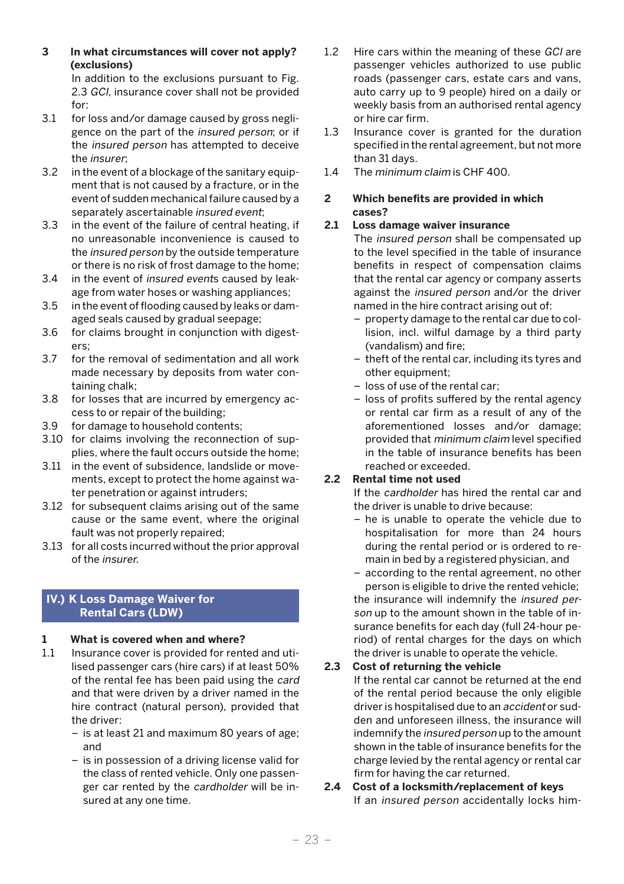**3 In what circumstances will cover not apply? (exclusions)**

In addition to the exclusions pursuant to Fig. 2.3 *GCI*, insurance cover shall not be provided for:

3.1 for loss and/or damage caused by gross negligence on the part of the *insured person*; or if the *insured person* has attempted to deceive the *insurer*;

3.2 in the event of a blockage of the sanitary equipment that is not caused by a fracture, or in the event of sudden mechanical failure caused by a separately ascertainable *insured event*;

3.3 in the event of the failure of central heating, if no unreasonable inconvenience is caused to the *insured person* by the outside temperature or there is no risk of frost damage to the home;

3.4 in the event of *insured event*s caused by leakage from water hoses or washing appliances;

3.5 in the event of flooding caused by leaks or damaged seals caused by gradual seepage;

3.6 for claims brought in conjunction with digesters;

3.7 for the removal of sedimentation and all work made necessary by deposits from water containing chalk;

3.8 for losses that are incurred by emergency access to or repair of the building;

3.9 for damage to household contents;

3.10 for claims involving the reconnection of supplies, where the fault occurs outside the home;

3.11 in the event of subsidence, landslide or movements, except to protect the home against water penetration or against intruders;

3.12 for subsequent claims arising out of the same cause or the same event, where the original fault was not properly repaired;

3.13 for all costs incurred without the prior approval of the *insurer*.

## IV.) K Loss Damage Waiver for Rental Cars (LDW)

**1 What is covered when and where?**

1.1 Insurance cover is provided for rented and utilised passenger cars (hire cars) if at least 50% of the rental fee has been paid using the *card* and that were driven by a driver named in the hire contract (natural person), provided that the driver:

- is at least 21 and maximum 80 years of age; and
- is in possession of a driving license valid for the class of rented vehicle. Only one passenger car rented by the *cardholder* will be insured at any one time.

1.2 Hire cars within the meaning of these *GCI* are passenger vehicles authorized to use public roads (passenger cars, estate cars and vans, auto carry up to 9 people) hired on a daily or weekly basis from an authorised rental agency or hire car firm.

1.3 Insurance cover is granted for the duration specified in the rental agreement, but not more than 31 days.

1.4 The *minimum claim* is CHF 400.

**2 Which benefits are provided in which cases?**

**2.1 Loss damage waiver insurance**

The *insured person* shall be compensated up to the level specified in the table of insurance benefits in respect of compensation claims that the rental car agency or company asserts against the *insured person* and/or the driver named in the hire contract arising out of:

- property damage to the rental car due to collision, incl. wilful damage by a third party (vandalism) and fire;
- theft of the rental car, including its tyres and other equipment;
- loss of use of the rental car;
- loss of profits suffered by the rental agency or rental car firm as a result of any of the aforementioned losses and/or damage; provided that *minimum claim* level specified in the table of insurance benefits has been reached or exceeded.

**2.2 Rental time not used**

If the *cardholder* has hired the rental car and the driver is unable to drive because:

- he is unable to operate the vehicle due to hospitalisation for more than 24 hours during the rental period or is ordered to remain in bed by a registered physician, and
- according to the rental agreement, no other person is eligible to drive the rented vehicle;

the insurance will indemnify the *insured person* up to the amount shown in the table of insurance benefits for each day (full 24-hour period) of rental charges for the days on which the driver is unable to operate the vehicle.

**2.3 Cost of returning the vehicle**

If the rental car cannot be returned at the end of the rental period because the only eligible driver is hospitalised due to an *accident* or sudden and unforeseen illness, the insurance will indemnify the *insured person* up to the amount shown in the table of insurance benefits for the charge levied by the rental agency or rental car firm for having the car returned.

**2.4 Cost of a locksmith/replacement of keys**

If an *insured person* accidentally locks him-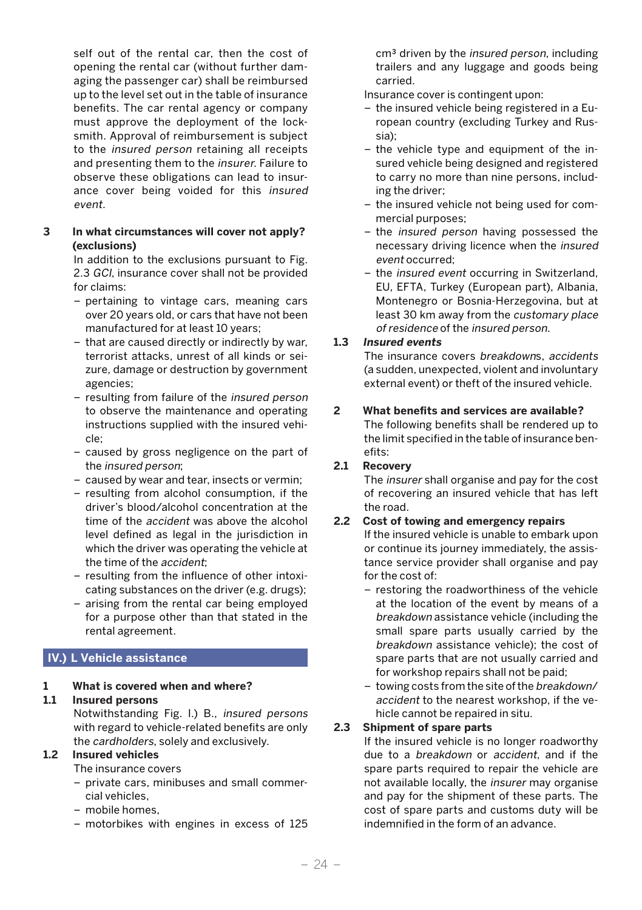self out of the rental car, then the cost of opening the rental car (without further damaging the passenger car) shall be reimbursed up to the level set out in the table of insurance benefits. The car rental agency or company must approve the deployment of the locksmith. Approval of reimbursement is subject to the *insured person* retaining all receipts and presenting them to the *insurer*. Failure to observe these obligations can lead to insurance cover being voided for this *insured event*.

### 3 In what circumstances will cover not apply? (exclusions)

In addition to the exclusions pursuant to Fig. 2.3 *GCI*, insurance cover shall not be provided for claims:

- pertaining to vintage cars, meaning cars over 20 years old, or cars that have not been manufactured for at least 10 years;
- that are caused directly or indirectly by war, terrorist attacks, unrest of all kinds or seizure, damage or destruction by government agencies;
- resulting from failure of the *insured person* to observe the maintenance and operating instructions supplied with the insured vehicle;
- caused by gross negligence on the part of the *insured person*;
- caused by wear and tear, insects or vermin;
- resulting from alcohol consumption, if the driver's blood/alcohol concentration at the time of the *accident* was above the alcohol level defined as legal in the jurisdiction in which the driver was operating the vehicle at the time of the *accident*;
- resulting from the influence of other intoxicating substances on the driver (e.g. drugs);
- arising from the rental car being employed for a purpose other than that stated in the rental agreement.

## IV.) L Vehicle assistance

### 1 What is covered when and where?

#### 1.1 Insured persons

Notwithstanding Fig. I.) B., *insured persons* with regard to vehicle-related benefits are only the *cardholders*, solely and exclusively.

#### 1.2 Insured vehicles

The insurance covers

- private cars, minibuses and small commercial vehicles,
- mobile homes,
- motorbikes with engines in excess of 125 cm³ driven by the *insured person*, including trailers and any luggage and goods being carried.

Insurance cover is contingent upon:

- the insured vehicle being registered in a European country (excluding Turkey and Russia);
- the vehicle type and equipment of the insured vehicle being designed and registered to carry no more than nine persons, including the driver;
- the insured vehicle not being used for commercial purposes;
- the *insured person* having possessed the necessary driving licence when the *insured event* occurred;
- the *insured event* occurring in Switzerland, EU, EFTA, Turkey (European part), Albania, Montenegro or Bosnia-Herzegovina, but at least 30 km away from the *customary place of residence* of the *insured person*.

#### 1.3 *Insured events*

The insurance covers *breakdown*s, *accidents* (a sudden, unexpected, violent and involuntary external event) or theft of the insured vehicle.

### 2 What benefits and services are available?

The following benefits shall be rendered up to the limit specified in the table of insurance benefits:

#### 2.1 Recovery

The *insurer* shall organise and pay for the cost of recovering an insured vehicle that has left the road.

#### 2.2 Cost of towing and emergency repairs

If the insured vehicle is unable to embark upon or continue its journey immediately, the assistance service provider shall organise and pay for the cost of:

- restoring the roadworthiness of the vehicle at the location of the event by means of a *breakdown* assistance vehicle (including the small spare parts usually carried by the *breakdown* assistance vehicle); the cost of spare parts that are not usually carried and for workshop repairs shall not be paid;
- towing costs from the site of the *breakdown/accident* to the nearest workshop, if the vehicle cannot be repaired in situ.

#### 2.3 Shipment of spare parts

If the insured vehicle is no longer roadworthy due to a *breakdown* or *accident*, and if the spare parts required to repair the vehicle are not available locally, the *insurer* may organise and pay for the shipment of these parts. The cost of spare parts and customs duty will be indemnified in the form of an advance.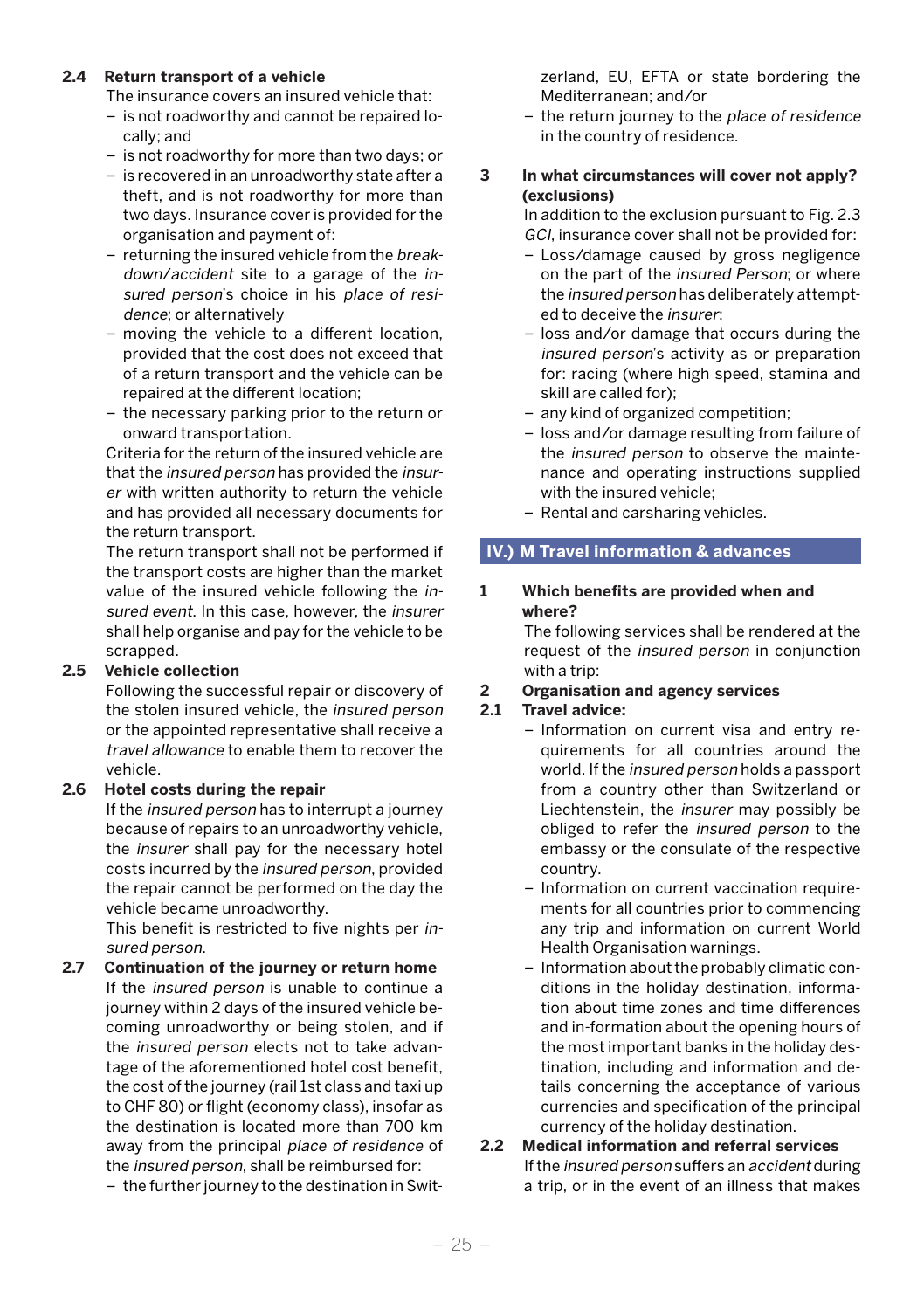**2.4 Return transport of a vehicle**

The insurance covers an insured vehicle that:

- is not roadworthy and cannot be repaired locally; and
- is not roadworthy for more than two days; or
- is recovered in an unroadworthy state after a theft, and is not roadworthy for more than two days. Insurance cover is provided for the organisation and payment of:
- returning the insured vehicle from the *breakdown/accident* site to a garage of the *insured person*'s choice in his *place of residence*; or alternatively
- moving the vehicle to a different location, provided that the cost does not exceed that of a return transport and the vehicle can be repaired at the different location;
- the necessary parking prior to the return or onward transportation.

Criteria for the return of the insured vehicle are that the *insured person* has provided the *insurer* with written authority to return the vehicle and has provided all necessary documents for the return transport.

The return transport shall not be performed if the transport costs are higher than the market value of the insured vehicle following the *insured event*. In this case, however, the *insurer* shall help organise and pay for the vehicle to be scrapped.

**2.5 Vehicle collection**

Following the successful repair or discovery of the stolen insured vehicle, the *insured person* or the appointed representative shall receive a *travel allowance* to enable them to recover the vehicle.

**2.6 Hotel costs during the repair**

If the *insured person* has to interrupt a journey because of repairs to an unroadworthy vehicle, the *insurer* shall pay for the necessary hotel costs incurred by the *insured person*, provided the repair cannot be performed on the day the vehicle became unroadworthy.

This benefit is restricted to five nights per *insured person*.

**2.7 Continuation of the journey or return home**

If the *insured person* is unable to continue a journey within 2 days of the insured vehicle becoming unroadworthy or being stolen, and if the *insured person* elects not to take advantage of the aforementioned hotel cost benefit, the cost of the journey (rail 1st class and taxi up to CHF 80) or flight (economy class), insofar as the destination is located more than 700 km away from the principal *place of residence* of the *insured person*, shall be reimbursed for:

- the further journey to the destination in Switzerland, EU, EFTA or state bordering the Mediterranean; and/or
- the return journey to the *place of residence* in the country of residence.

**3 In what circumstances will cover not apply? (exclusions)**

In addition to the exclusion pursuant to Fig. 2.3 *GCI*, insurance cover shall not be provided for:

- Loss/damage caused by gross negligence on the part of the *insured Person*; or where the *insured person* has deliberately attempted to deceive the *insurer*;
- loss and/or damage that occurs during the *insured person*'s activity as or preparation for: racing (where high speed, stamina and skill are called for);
- any kind of organized competition;
- loss and/or damage resulting from failure of the *insured person* to observe the maintenance and operating instructions supplied with the insured vehicle;
- Rental and carsharing vehicles.

## IV.) M Travel information & advances

**1 Which benefits are provided when and where?**

The following services shall be rendered at the request of the *insured person* in conjunction with a trip:

**2 Organisation and agency services**

**2.1 Travel advice:**

- Information on current visa and entry requirements for all countries around the world. If the *insured person* holds a passport from a country other than Switzerland or Liechtenstein, the *insurer* may possibly be obliged to refer the *insured person* to the embassy or the consulate of the respective country.
- Information on current vaccination requirements for all countries prior to commencing any trip and information on current World Health Organisation warnings.
- Information about the probably climatic conditions in the holiday destination, information about time zones and time differences and in-formation about the opening hours of the most important banks in the holiday destination, including and information and details concerning the acceptance of various currencies and specification of the principal currency of the holiday destination.

**2.2 Medical information and referral services**

If the *insured person* suffers an *accident* during a trip, or in the event of an illness that makes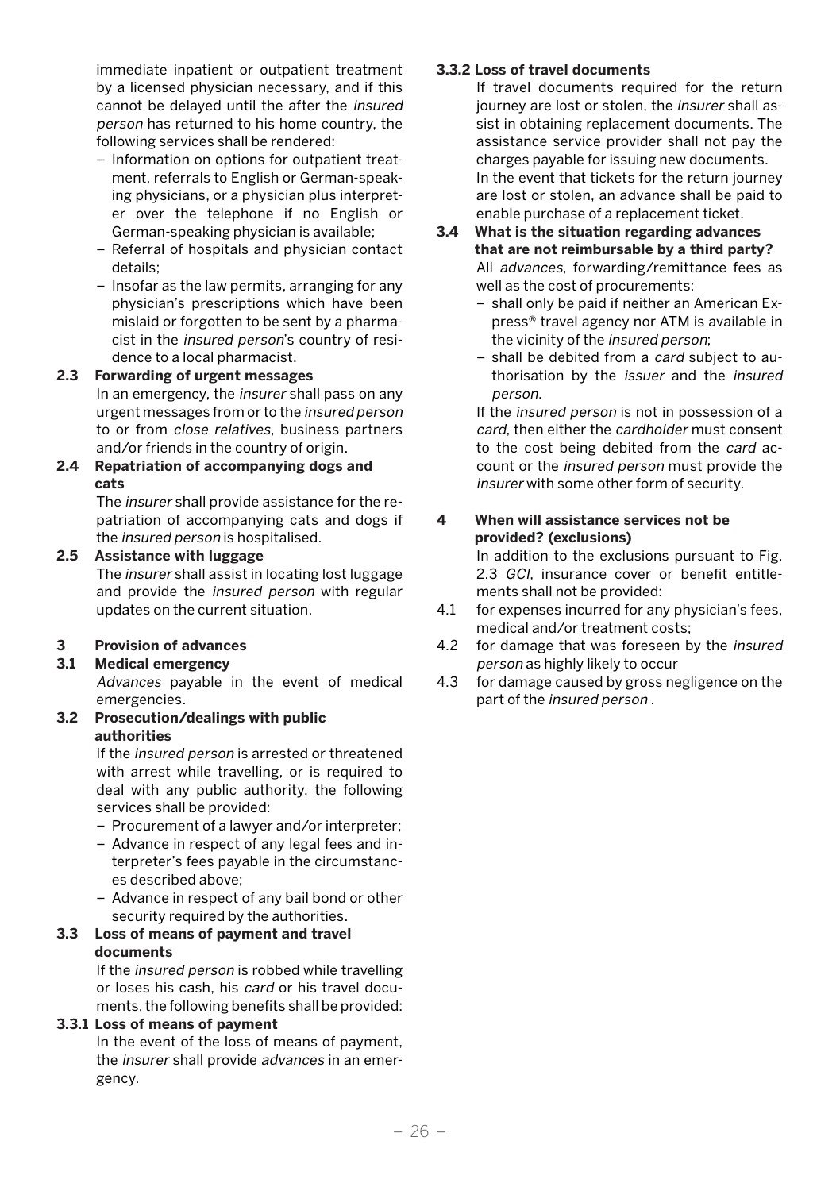immediate inpatient or outpatient treatment by a licensed physician necessary, and if this cannot be delayed until the after the *insured person* has returned to his home country, the following services shall be rendered:

- Information on options for outpatient treatment, referrals to English or German-speaking physicians, or a physician plus interpreter over the telephone if no English or German-speaking physician is available;
- Referral of hospitals and physician contact details;
- Insofar as the law permits, arranging for any physician's prescriptions which have been mislaid or forgotten to be sent by a pharmacist in the *insured person*'s country of residence to a local pharmacist.

**2.3 Forwarding of urgent messages**

In an emergency, the *insurer* shall pass on any urgent messages from or to the *insured person* to or from *close relatives*, business partners and/or friends in the country of origin.

**2.4 Repatriation of accompanying dogs and cats**

The *insurer* shall provide assistance for the repatriation of accompanying cats and dogs if the *insured person* is hospitalised.

**2.5 Assistance with luggage**

The *insurer* shall assist in locating lost luggage and provide the *insured person* with regular updates on the current situation.

**3 Provision of advances**

**3.1 Medical emergency**

*Advances* payable in the event of medical emergencies.

**3.2 Prosecution/dealings with public authorities**

If the *insured person* is arrested or threatened with arrest while travelling, or is required to deal with any public authority, the following services shall be provided:

- Procurement of a lawyer and/or interpreter;
- Advance in respect of any legal fees and interpreter's fees payable in the circumstances described above;
- Advance in respect of any bail bond or other security required by the authorities.

**3.3 Loss of means of payment and travel documents**

If the *insured person* is robbed while travelling or loses his cash, his *card* or his travel documents, the following benefits shall be provided:

**3.3.1 Loss of means of payment**

In the event of the loss of means of payment, the *insurer* shall provide *advances* in an emergency.

**3.3.2 Loss of travel documents**

If travel documents required for the return journey are lost or stolen, the *insurer* shall assist in obtaining replacement documents. The assistance service provider shall not pay the charges payable for issuing new documents.

In the event that tickets for the return journey are lost or stolen, an advance shall be paid to enable purchase of a replacement ticket.

**3.4 What is the situation regarding advances that are not reimbursable by a third party?**

All *advances*, forwarding/remittance fees as well as the cost of procurements:

- shall only be paid if neither an American Express® travel agency nor ATM is available in the vicinity of the *insured person*;
- shall be debited from a *card* subject to authorisation by the *issuer* and the *insured person*.

If the *insured person* is not in possession of a *card*, then either the *cardholder* must consent to the cost being debited from the *card* account or the *insured person* must provide the *insurer* with some other form of security.

**4 When will assistance services not be provided? (exclusions)**

In addition to the exclusions pursuant to Fig. 2.3 *GCI*, insurance cover or benefit entitlements shall not be provided:

4.1 for expenses incurred for any physician's fees, medical and/or treatment costs;

4.2 for damage that was foreseen by the *insured person* as highly likely to occur

4.3 for damage caused by gross negligence on the part of the *insured person* .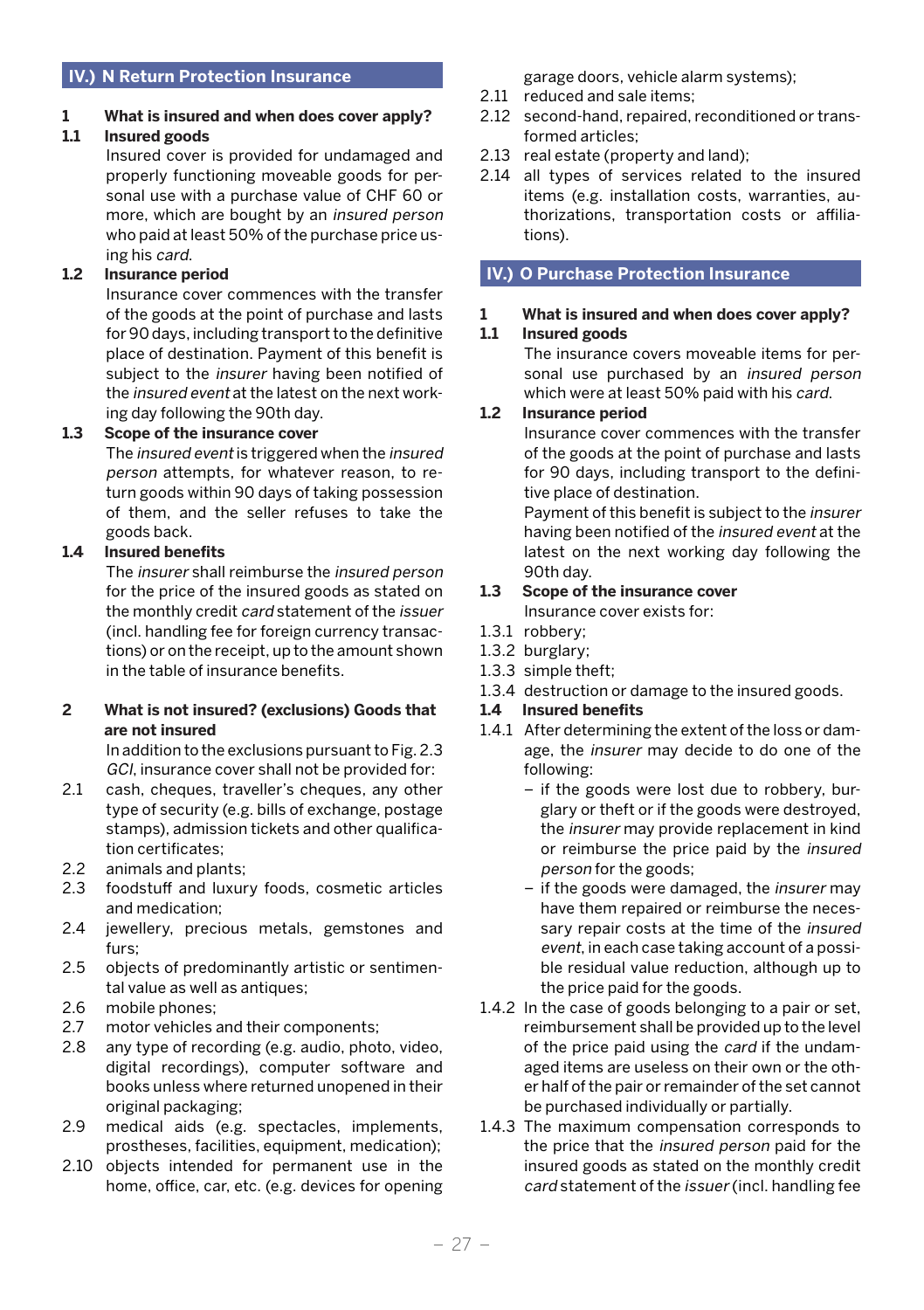## IV.) N Return Protection Insurance

### 1 What is insured and when does cover apply?

**1.1 Insured goods**

Insured cover is provided for undamaged and properly functioning moveable goods for personal use with a purchase value of CHF 60 or more, which are bought by an *insured person* who paid at least 50% of the purchase price using his *card*.

**1.2 Insurance period**

Insurance cover commences with the transfer of the goods at the point of purchase and lasts for 90 days, including transport to the definitive place of destination. Payment of this benefit is subject to the *insurer* having been notified of the *insured event* at the latest on the next working day following the 90th day.

**1.3 Scope of the insurance cover**

The *insured event* is triggered when the *insured person* attempts, for whatever reason, to return goods within 90 days of taking possession of them, and the seller refuses to take the goods back.

**1.4 Insured benefits**

The *insurer* shall reimburse the *insured person* for the price of the insured goods as stated on the monthly credit *card* statement of the *issuer* (incl. handling fee for foreign currency transactions) or on the receipt, up to the amount shown in the table of insurance benefits.

### 2 What is not insured? (exclusions) Goods that are not insured

In addition to the exclusions pursuant to Fig. 2.3 *GCI*, insurance cover shall not be provided for:

2.1 cash, cheques, traveller's cheques, any other type of security (e.g. bills of exchange, postage stamps), admission tickets and other qualification certificates;

2.2 animals and plants;

2.3 foodstuff and luxury foods, cosmetic articles and medication;

2.4 jewellery, precious metals, gemstones and furs;

2.5 objects of predominantly artistic or sentimental value as well as antiques;

2.6 mobile phones;

2.7 motor vehicles and their components;

2.8 any type of recording (e.g. audio, photo, video, digital recordings), computer software and books unless where returned unopened in their original packaging;

2.9 medical aids (e.g. spectacles, implements, prostheses, facilities, equipment, medication);

2.10 objects intended for permanent use in the home, office, car, etc. (e.g. devices for opening garage doors, vehicle alarm systems);

2.11 reduced and sale items;

2.12 second-hand, repaired, reconditioned or transformed articles;

2.13 real estate (property and land);

2.14 all types of services related to the insured items (e.g. installation costs, warranties, authorizations, transportation costs or affiliations).

## IV.) O Purchase Protection Insurance

### 1 What is insured and when does cover apply?

**1.1 Insured goods**

The insurance covers moveable items for personal use purchased by an *insured person* which were at least 50% paid with his *card*.

**1.2 Insurance period**

Insurance cover commences with the transfer of the goods at the point of purchase and lasts for 90 days, including transport to the definitive place of destination.

Payment of this benefit is subject to the *insurer* having been notified of the *insured event* at the latest on the next working day following the 90th day.

**1.3 Scope of the insurance cover**

Insurance cover exists for:

1.3.1 robbery;

1.3.2 burglary;

1.3.3 simple theft;

1.3.4 destruction or damage to the insured goods.

**1.4 Insured benefits**

1.4.1 After determining the extent of the loss or damage, the *insurer* may decide to do one of the following:

- if the goods were lost due to robbery, burglary or theft or if the goods were destroyed, the *insurer* may provide replacement in kind or reimburse the price paid by the *insured person* for the goods;
- if the goods were damaged, the *insurer* may have them repaired or reimburse the necessary repair costs at the time of the *insured event*, in each case taking account of a possible residual value reduction, although up to the price paid for the goods.

1.4.2 In the case of goods belonging to a pair or set, reimbursement shall be provided up to the level of the price paid using the *card* if the undamaged items are useless on their own or the other half of the pair or remainder of the set cannot be purchased individually or partially.

1.4.3 The maximum compensation corresponds to the price that the *insured person* paid for the insured goods as stated on the monthly credit *card* statement of the *issuer* (incl. handling fee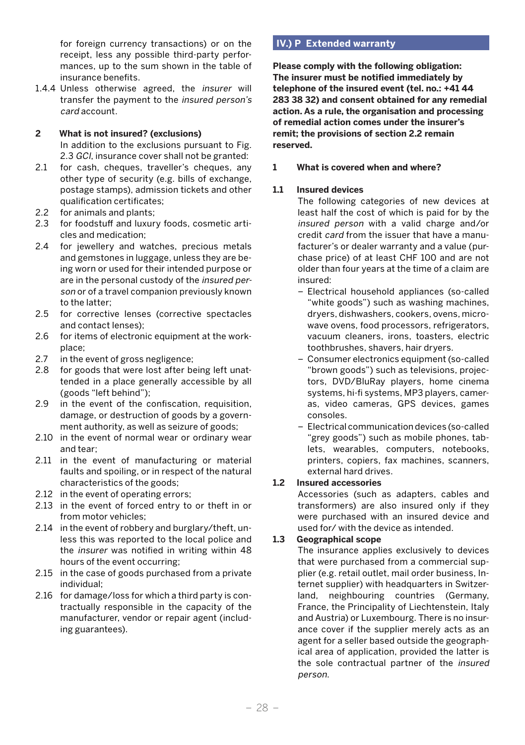for foreign currency transactions) or on the receipt, less any possible third-party performances, up to the sum shown in the table of insurance benefits.

1.4.4 Unless otherwise agreed, the *insurer* will transfer the payment to the *insured person's card* account.

**2 What is not insured? (exclusions)**

In addition to the exclusions pursuant to Fig. 2.3 *GCI*, insurance cover shall not be granted:

2.1 for cash, cheques, traveller's cheques, any other type of security (e.g. bills of exchange, postage stamps), admission tickets and other qualification certificates;

2.2 for animals and plants;

2.3 for foodstuff and luxury foods, cosmetic articles and medication;

2.4 for jewellery and watches, precious metals and gemstones in luggage, unless they are being worn or used for their intended purpose or are in the personal custody of the *insured person* or of a travel companion previously known to the latter;

2.5 for corrective lenses (corrective spectacles and contact lenses);

2.6 for items of electronic equipment at the workplace;

2.7 in the event of gross negligence;

2.8 for goods that were lost after being left unattended in a place generally accessible by all (goods "left behind");

2.9 in the event of the confiscation, requisition, damage, or destruction of goods by a government authority, as well as seizure of goods;

2.10 in the event of normal wear or ordinary wear and tear;

2.11 in the event of manufacturing or material faults and spoiling, or in respect of the natural characteristics of the goods;

2.12 in the event of operating errors;

2.13 in the event of forced entry to or theft in or from motor vehicles;

2.14 in the event of robbery and burglary/theft, unless this was reported to the local police and the *insurer* was notified in writing within 48 hours of the event occurring;

2.15 in the case of goods purchased from a private individual;

2.16 for damage/loss for which a third party is contractually responsible in the capacity of the manufacturer, vendor or repair agent (including guarantees).

## IV.) P Extended warranty

**Please comply with the following obligation: The insurer must be notified immediately by telephone of the insured event (tel. no.: +41 44 283 38 32) and consent obtained for any remedial action. As a rule, the organisation and processing of remedial action comes under the insurer's remit; the provisions of section 2.2 remain reserved.**

**1 What is covered when and where?**

**1.1 Insured devices**

The following categories of new devices at least half the cost of which is paid for by the *insured person* with a valid charge and/or credit *card* from the issuer that have a manufacturer's or dealer warranty and a value (purchase price) of at least CHF 100 and are not older than four years at the time of a claim are insured:

- Electrical household appliances (so-called "white goods") such as washing machines, dryers, dishwashers, cookers, ovens, microwave ovens, food processors, refrigerators, vacuum cleaners, irons, toasters, electric toothbrushes, shavers, hair dryers.
- Consumer electronics equipment (so-called "brown goods") such as televisions, projectors, DVD/BluRay players, home cinema systems, hi-fi systems, MP3 players, cameras, video cameras, GPS devices, games consoles.
- Electrical communication devices (so-called "grey goods") such as mobile phones, tablets, wearables, computers, notebooks, printers, copiers, fax machines, scanners, external hard drives.

**1.2 Insured accessories**

Accessories (such as adapters, cables and transformers) are also insured only if they were purchased with an insured device and used for/ with the device as intended.

**1.3 Geographical scope**

The insurance applies exclusively to devices that were purchased from a commercial supplier (e.g. retail outlet, mail order business, Internet supplier) with headquarters in Switzerland, neighbouring countries (Germany, France, the Principality of Liechtenstein, Italy and Austria) or Luxembourg. There is no insurance cover if the supplier merely acts as an agent for a seller based outside the geographical area of application, provided the latter is the sole contractual partner of the *insured person*.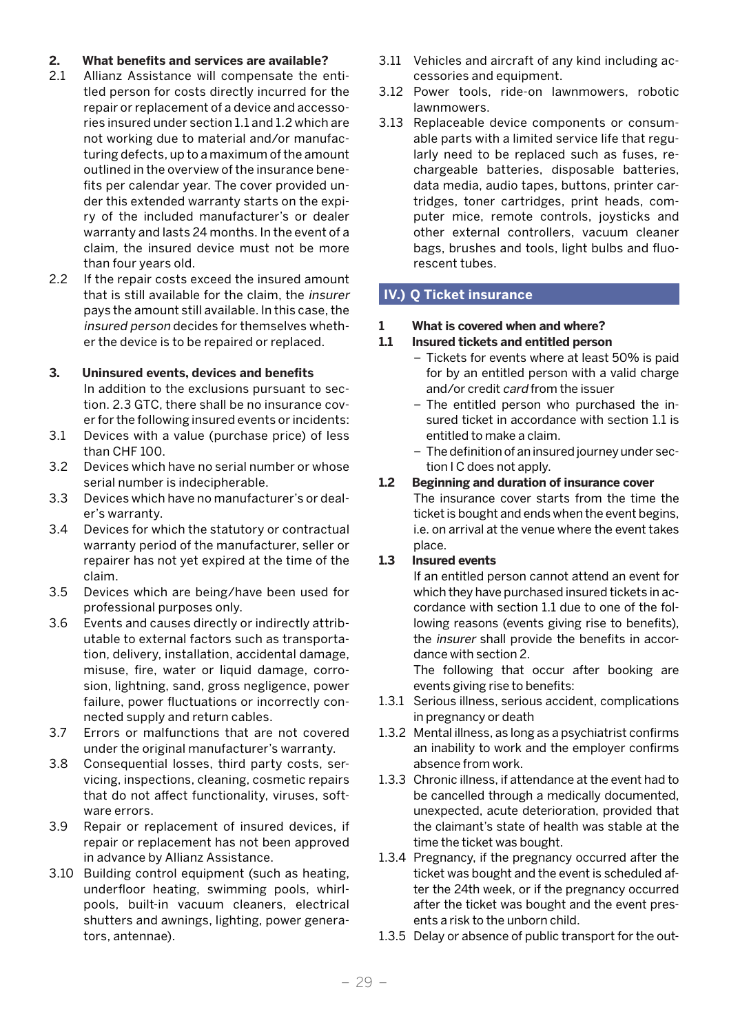### 2. What benefits and services are available?

2.1 Allianz Assistance will compensate the entitled person for costs directly incurred for the repair or replacement of a device and accessories insured under section 1.1 and 1.2 which are not working due to material and/or manufacturing defects, up to a maximum of the amount outlined in the overview of the insurance benefits per calendar year. The cover provided under this extended warranty starts on the expiry of the included manufacturer's or dealer warranty and lasts 24 months. In the event of a claim, the insured device must not be more than four years old.

2.2 If the repair costs exceed the insured amount that is still available for the claim, the *insurer* pays the amount still available. In this case, the *insured person* decides for themselves whether the device is to be repaired or replaced.

### 3. Uninsured events, devices and benefits

In addition to the exclusions pursuant to section. 2.3 GTC, there shall be no insurance cover for the following insured events or incidents:

3.1 Devices with a value (purchase price) of less than CHF 100.

3.2 Devices which have no serial number or whose serial number is indecipherable.

3.3 Devices which have no manufacturer's or dealer's warranty.

3.4 Devices for which the statutory or contractual warranty period of the manufacturer, seller or repairer has not yet expired at the time of the claim.

3.5 Devices which are being/have been used for professional purposes only.

3.6 Events and causes directly or indirectly attributable to external factors such as transportation, delivery, installation, accidental damage, misuse, fire, water or liquid damage, corrosion, lightning, sand, gross negligence, power failure, power fluctuations or incorrectly connected supply and return cables.

3.7 Errors or malfunctions that are not covered under the original manufacturer's warranty.

3.8 Consequential losses, third party costs, servicing, inspections, cleaning, cosmetic repairs that do not affect functionality, viruses, software errors.

3.9 Repair or replacement of insured devices, if repair or replacement has not been approved in advance by Allianz Assistance.

3.10 Building control equipment (such as heating, underfloor heating, swimming pools, whirlpools, built-in vacuum cleaners, electrical shutters and awnings, lighting, power generators, antennae).

3.11 Vehicles and aircraft of any kind including accessories and equipment.

3.12 Power tools, ride-on lawnmowers, robotic lawnmowers.

3.13 Replaceable device components or consumable parts with a limited service life that regularly need to be replaced such as fuses, rechargeable batteries, disposable batteries, data media, audio tapes, buttons, printer cartridges, toner cartridges, print heads, computer mice, remote controls, joysticks and other external controllers, vacuum cleaner bags, brushes and tools, light bulbs and fluorescent tubes.

## IV.) Q Ticket insurance

### 1 What is covered when and where?

#### 1.1 Insured tickets and entitled person

- Tickets for events where at least 50% is paid for by an entitled person with a valid charge and/or credit *card* from the issuer
- The entitled person who purchased the insured ticket in accordance with section 1.1 is entitled to make a claim.
- The definition of an insured journey under section I C does not apply.

#### 1.2 Beginning and duration of insurance cover

The insurance cover starts from the time the ticket is bought and ends when the event begins, i.e. on arrival at the venue where the event takes place.

#### 1.3 Insured events

If an entitled person cannot attend an event for which they have purchased insured tickets in accordance with section 1.1 due to one of the following reasons (events giving rise to benefits), the *insurer* shall provide the benefits in accordance with section 2.

The following that occur after booking are events giving rise to benefits:

1.3.1 Serious illness, serious accident, complications in pregnancy or death

1.3.2 Mental illness, as long as a psychiatrist confirms an inability to work and the employer confirms absence from work.

1.3.3 Chronic illness, if attendance at the event had to be cancelled through a medically documented, unexpected, acute deterioration, provided that the claimant's state of health was stable at the time the ticket was bought.

1.3.4 Pregnancy, if the pregnancy occurred after the ticket was bought and the event is scheduled after the 24th week, or if the pregnancy occurred after the ticket was bought and the event presents a risk to the unborn child.

1.3.5 Delay or absence of public transport for the out-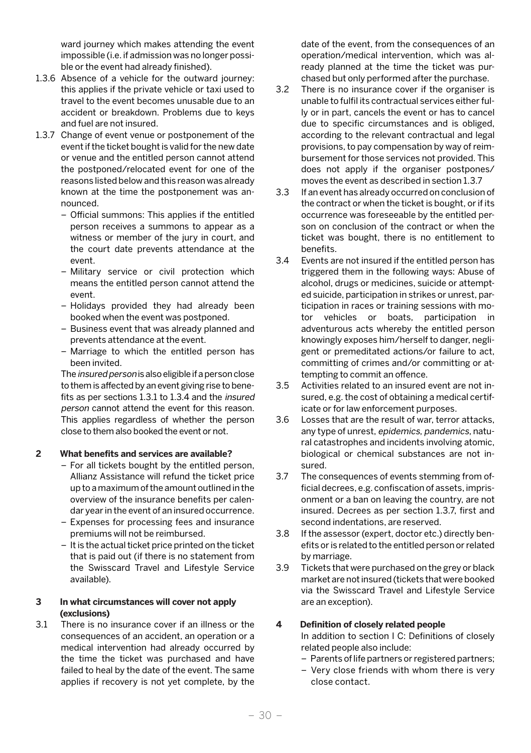ward journey which makes attending the event impossible (i.e. if admission was no longer possible or the event had already finished).

1.3.6 Absence of a vehicle for the outward journey: this applies if the private vehicle or taxi used to travel to the event becomes unusable due to an accident or breakdown. Problems due to keys and fuel are not insured.

1.3.7 Change of event venue or postponement of the event if the ticket bought is valid for the new date or venue and the entitled person cannot attend the postponed/relocated event for one of the reasons listed below and this reason was already known at the time the postponement was announced.

- Official summons: This applies if the entitled person receives a summons to appear as a witness or member of the jury in court, and the court date prevents attendance at the event.
- Military service or civil protection which means the entitled person cannot attend the event.
- Holidays provided they had already been booked when the event was postponed.
- Business event that was already planned and prevents attendance at the event.
- Marriage to which the entitled person has been invited.

The *insured person* is also eligible if a person close to them is affected by an event giving rise to benefits as per sections 1.3.1 to 1.3.4 and the *insured person* cannot attend the event for this reason. This applies regardless of whether the person close to them also booked the event or not.

## 2 What benefits and services are available?

- For all tickets bought by the entitled person, Allianz Assistance will refund the ticket price up to a maximum of the amount outlined in the overview of the insurance benefits per calendar year in the event of an insured occurrence.
- Expenses for processing fees and insurance premiums will not be reimbursed.
- It is the actual ticket price printed on the ticket that is paid out (if there is no statement from the Swisscard Travel and Lifestyle Service available).

## 3 In what circumstances will cover not apply (exclusions)

3.1 There is no insurance cover if an illness or the consequences of an accident, an operation or a medical intervention had already occurred by the time the ticket was purchased and have failed to heal by the date of the event. The same applies if recovery is not yet complete, by the date of the event, from the consequences of an operation/medical intervention, which was already planned at the time the ticket was purchased but only performed after the purchase.

3.2 There is no insurance cover if the organiser is unable to fulfil its contractual services either fully or in part, cancels the event or has to cancel due to specific circumstances and is obliged, according to the relevant contractual and legal provisions, to pay compensation by way of reimbursement for those services not provided. This does not apply if the organiser postpones/moves the event as described in section 1.3.7

3.3 If an event has already occurred on conclusion of the contract or when the ticket is bought, or if its occurrence was foreseeable by the entitled person on conclusion of the contract or when the ticket was bought, there is no entitlement to benefits.

3.4 Events are not insured if the entitled person has triggered them in the following ways: Abuse of alcohol, drugs or medicines, suicide or attempted suicide, participation in strikes or unrest, participation in races or training sessions with motor vehicles or boats, participation in adventurous acts whereby the entitled person knowingly exposes him/herself to danger, negligent or premeditated actions/or failure to act, committing of crimes and/or committing or attempting to commit an offence.

3.5 Activities related to an insured event are not insured, e.g. the cost of obtaining a medical certificate or for law enforcement purposes.

3.6 Losses that are the result of war, terror attacks, any type of unrest, *epidemics*, *pandemics*, natural catastrophes and incidents involving atomic, biological or chemical substances are not insured.

3.7 The consequences of events stemming from official decrees, e.g. confiscation of assets, imprisonment or a ban on leaving the country, are not insured. Decrees as per section 1.3.7, first and second indentations, are reserved.

3.8 If the assessor (expert, doctor etc.) directly benefits or is related to the entitled person or related by marriage.

3.9 Tickets that were purchased on the grey or black market are not insured (tickets that were booked via the Swisscard Travel and Lifestyle Service are an exception).

## 4 Definition of closely related people

In addition to section I C: Definitions of closely related people also include:

- Parents of life partners or registered partners;
- Very close friends with whom there is very close contact.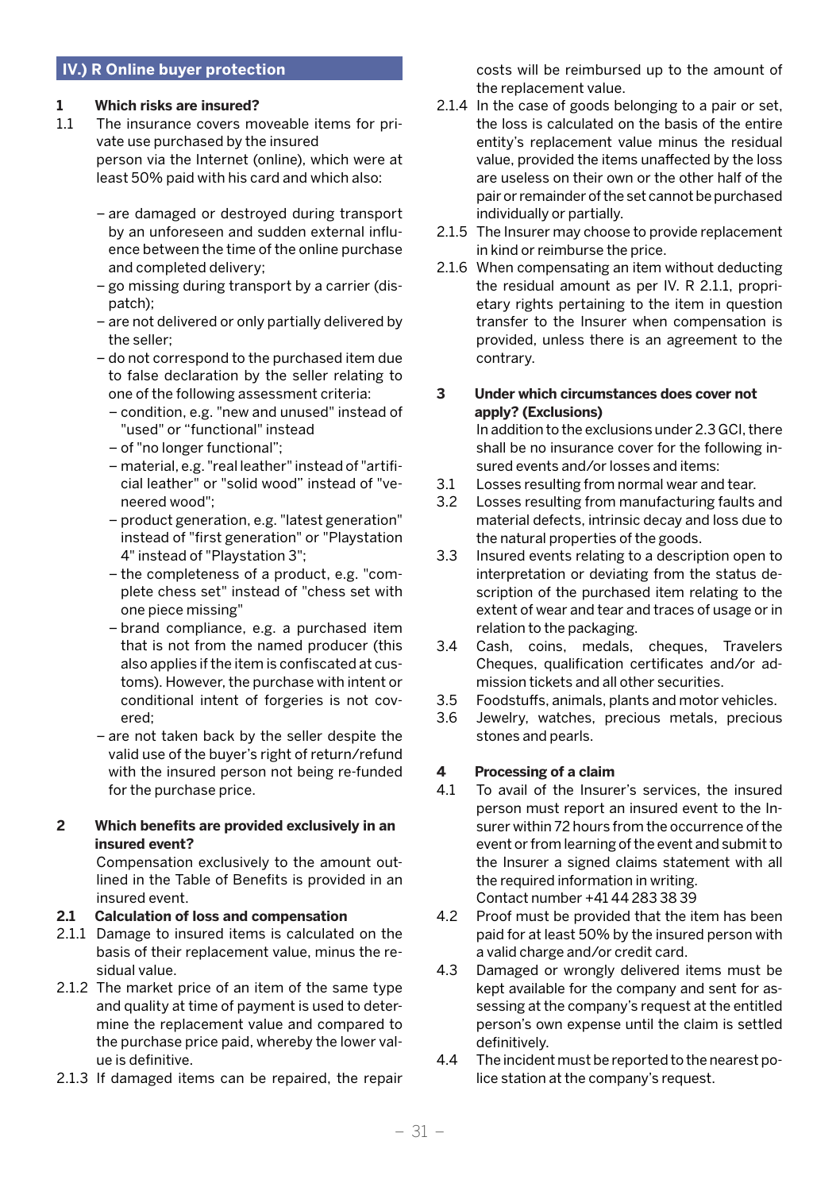## IV.) R Online buyer protection

### 1 Which risks are insured?

1.1 The insurance covers moveable items for private use purchased by the insured person via the Internet (online), which were at least 50% paid with his card and which also:

- are damaged or destroyed during transport by an unforeseen and sudden external influence between the time of the online purchase and completed delivery;
- go missing during transport by a carrier (dispatch);
- are not delivered or only partially delivered by the seller;
- do not correspond to the purchased item due to false declaration by the seller relating to one of the following assessment criteria:
  - condition, e.g. "new and unused" instead of "used" or "functional" instead
  - of "no longer functional";
  - material, e.g. "real leather" instead of "artificial leather" or "solid wood" instead of "veneered wood";
  - product generation, e.g. "latest generation" instead of "first generation" or "Playstation 4" instead of "Playstation 3";
  - the completeness of a product, e.g. "complete chess set" instead of "chess set with one piece missing"
  - brand compliance, e.g. a purchased item that is not from the named producer (this also applies if the item is confiscated at customs). However, the purchase with intent or conditional intent of forgeries is not covered;
- are not taken back by the seller despite the valid use of the buyer's right of return/refund with the insured person not being re-funded for the purchase price.

### 2 Which benefits are provided exclusively in an insured event?

Compensation exclusively to the amount outlined in the Table of Benefits is provided in an insured event.

#### 2.1 Calculation of loss and compensation

2.1.1 Damage to insured items is calculated on the basis of their replacement value, minus the residual value.

2.1.2 The market price of an item of the same type and quality at time of payment is used to determine the replacement value and compared to the purchase price paid, whereby the lower value is definitive.

2.1.3 If damaged items can be repaired, the repair costs will be reimbursed up to the amount of the replacement value.

2.1.4 In the case of goods belonging to a pair or set, the loss is calculated on the basis of the entire entity's replacement value minus the residual value, provided the items unaffected by the loss are useless on their own or the other half of the pair or remainder of the set cannot be purchased individually or partially.

2.1.5 The Insurer may choose to provide replacement in kind or reimburse the price.

2.1.6 When compensating an item without deducting the residual amount as per IV. R 2.1.1, proprietary rights pertaining to the item in question transfer to the Insurer when compensation is provided, unless there is an agreement to the contrary.

### 3 Under which circumstances does cover not apply? (Exclusions)

In addition to the exclusions under 2.3 GCI, there shall be no insurance cover for the following insured events and/or losses and items:

3.1 Losses resulting from normal wear and tear.

3.2 Losses resulting from manufacturing faults and material defects, intrinsic decay and loss due to the natural properties of the goods.

3.3 Insured events relating to a description open to interpretation or deviating from the status description of the purchased item relating to the extent of wear and tear and traces of usage or in relation to the packaging.

3.4 Cash, coins, medals, cheques, Travelers Cheques, qualification certificates and/or admission tickets and all other securities.

3.5 Foodstuffs, animals, plants and motor vehicles.

3.6 Jewelry, watches, precious metals, precious stones and pearls.

### 4 Processing of a claim

4.1 To avail of the Insurer's services, the insured person must report an insured event to the Insurer within 72 hours from the occurrence of the event or from learning of the event and submit to the Insurer a signed claims statement with all the required information in writing.
Contact number +41 44 283 38 39

4.2 Proof must be provided that the item has been paid for at least 50% by the insured person with a valid charge and/or credit card.

4.3 Damaged or wrongly delivered items must be kept available for the company and sent for assessing at the company's request at the entitled person's own expense until the claim is settled definitively.

4.4 The incident must be reported to the nearest police station at the company's request.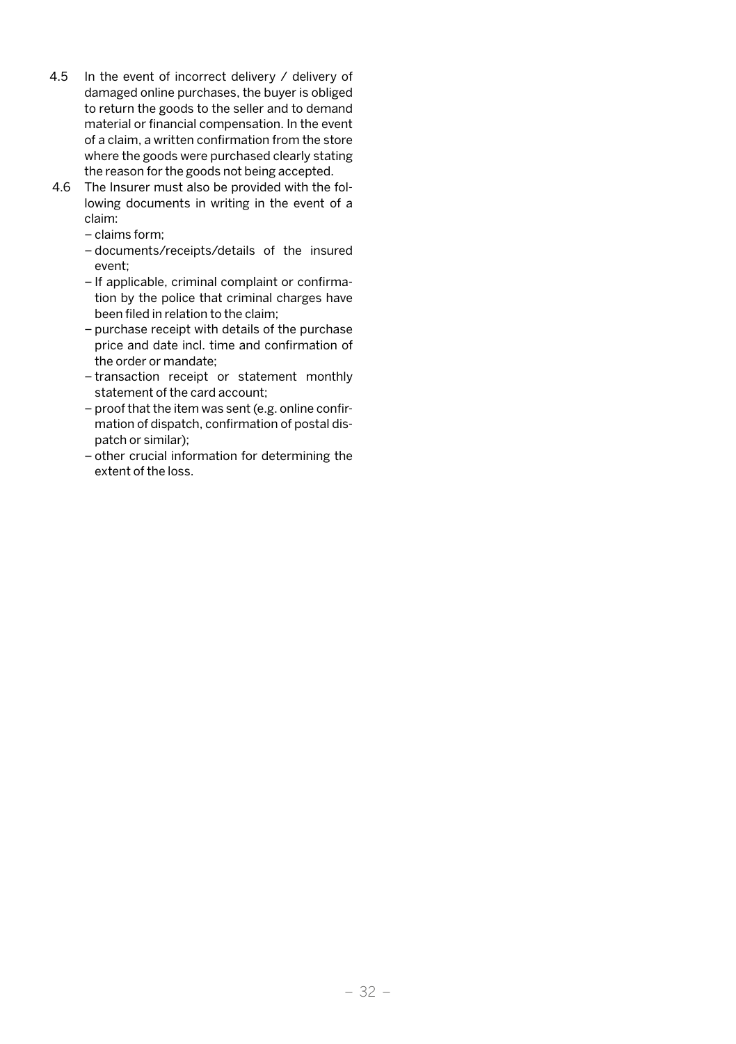4.5 In the event of incorrect delivery / delivery of damaged online purchases, the buyer is obliged to return the goods to the seller and to demand material or financial compensation. In the event of a claim, a written confirmation from the store where the goods were purchased clearly stating the reason for the goods not being accepted.

4.6 The Insurer must also be provided with the following documents in writing in the event of a claim:
   - claims form;
   - documents/receipts/details of the insured event;
   - If applicable, criminal complaint or confirmation by the police that criminal charges have been filed in relation to the claim;
   - purchase receipt with details of the purchase price and date incl. time and confirmation of the order or mandate;
   - transaction receipt or statement monthly statement of the card account;
   - proof that the item was sent (e.g. online confirmation of dispatch, confirmation of postal dispatch or similar);
   - other crucial information for determining the extent of the loss.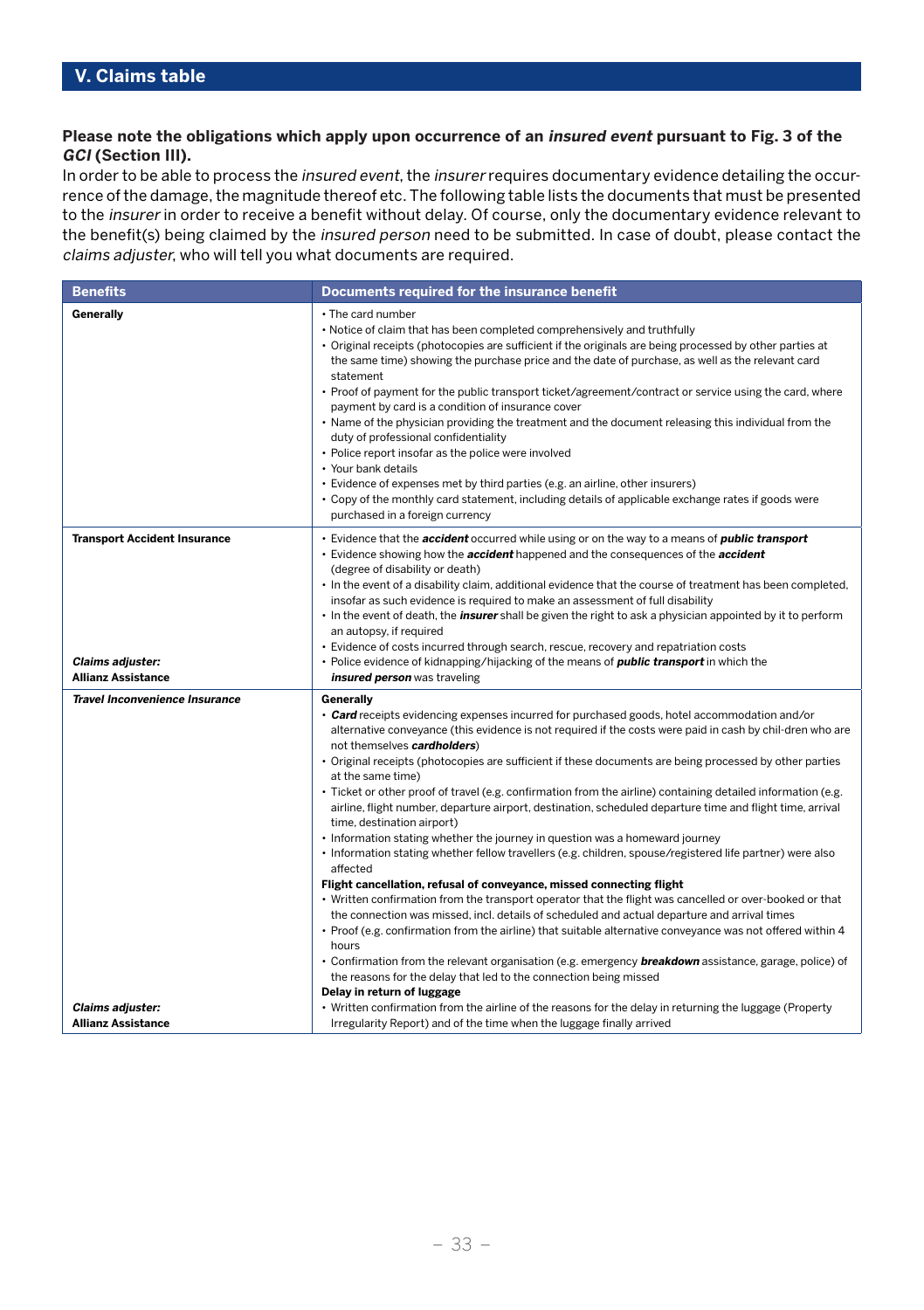## V. Claims table

**Please note the obligations which apply upon occurrence of an *insured event* pursuant to Fig. 3 of the *GCI* (Section III).**

In order to be able to process the *insured event*, the *insurer* requires documentary evidence detailing the occurrence of the damage, the magnitude thereof etc. The following table lists the documents that must be presented to the *insurer* in order to receive a benefit without delay. Of course, only the documentary evidence relevant to the benefit(s) being claimed by the *insured person* need to be submitted. In case of doubt, please contact the *claims adjuster*, who will tell you what documents are required.

| Benefits | Documents required for the insurance benefit |
|---|---|
| **Generally** | • The card number<br>• Notice of claim that has been completed comprehensively and truthfully<br>• Original receipts (photocopies are sufficient if the originals are being processed by other parties at the same time) showing the purchase price and the date of purchase, as well as the relevant card statement<br>• Proof of payment for the public transport ticket/agreement/contract or service using the card, where payment by card is a condition of insurance cover<br>• Name of the physician providing the treatment and the document releasing this individual from the duty of professional confidentiality<br>• Police report insofar as the police were involved<br>• Your bank details<br>• Evidence of expenses met by third parties (e.g. an airline, other insurers)<br>• Copy of the monthly card statement, including details of applicable exchange rates if goods were purchased in a foreign currency |
| **Transport Accident Insurance**<br><br>***Claims adjuster:***<br>**Allianz Assistance** | • Evidence that the ***accident*** occurred while using or on the way to a means of ***public transport***<br>• Evidence showing how the ***accident*** happened and the consequences of the ***accident*** (degree of disability or death)<br>• In the event of a disability claim, additional evidence that the course of treatment has been completed, insofar as such evidence is required to make an assessment of full disability<br>• In the event of death, the ***insurer*** shall be given the right to ask a physician appointed by it to perform an autopsy, if required<br>• Evidence of costs incurred through search, rescue, recovery and repatriation costs<br>• Police evidence of kidnapping/hijacking of the means of ***public transport*** in which the ***insured person*** was traveling |
| ***Travel Inconvenience Insurance***<br><br>***Claims adjuster:***<br>**Allianz Assistance** | **Generally**<br>• ***Card*** receipts evidencing expenses incurred for purchased goods, hotel accommodation and/or alternative conveyance (this evidence is not required if the costs were paid in cash by chil-dren who are not themselves ***cardholders***)<br>• Original receipts (photocopies are sufficient if these documents are being processed by other parties at the same time)<br>• Ticket or other proof of travel (e.g. confirmation from the airline) containing detailed information (e.g. airline, flight number, departure airport, destination, scheduled departure time and flight time, arrival time, destination airport)<br>• Information stating whether the journey in question was a homeward journey<br>• Information stating whether fellow travellers (e.g. children, spouse/registered life partner) were also affected<br>**Flight cancellation, refusal of conveyance, missed connecting flight**<br>• Written confirmation from the transport operator that the flight was cancelled or over-booked or that the connection was missed, incl. details of scheduled and actual departure and arrival times<br>• Proof (e.g. confirmation from the airline) that suitable alternative conveyance was not offered within 4 hours<br>• Confirmation from the relevant organisation (e.g. emergency ***breakdown*** assistance, garage, police) of the reasons for the delay that led to the connection being missed<br>**Delay in return of luggage**<br>• Written confirmation from the airline of the reasons for the delay in returning the luggage (Property Irregularity Report) and of the time when the luggage finally arrived |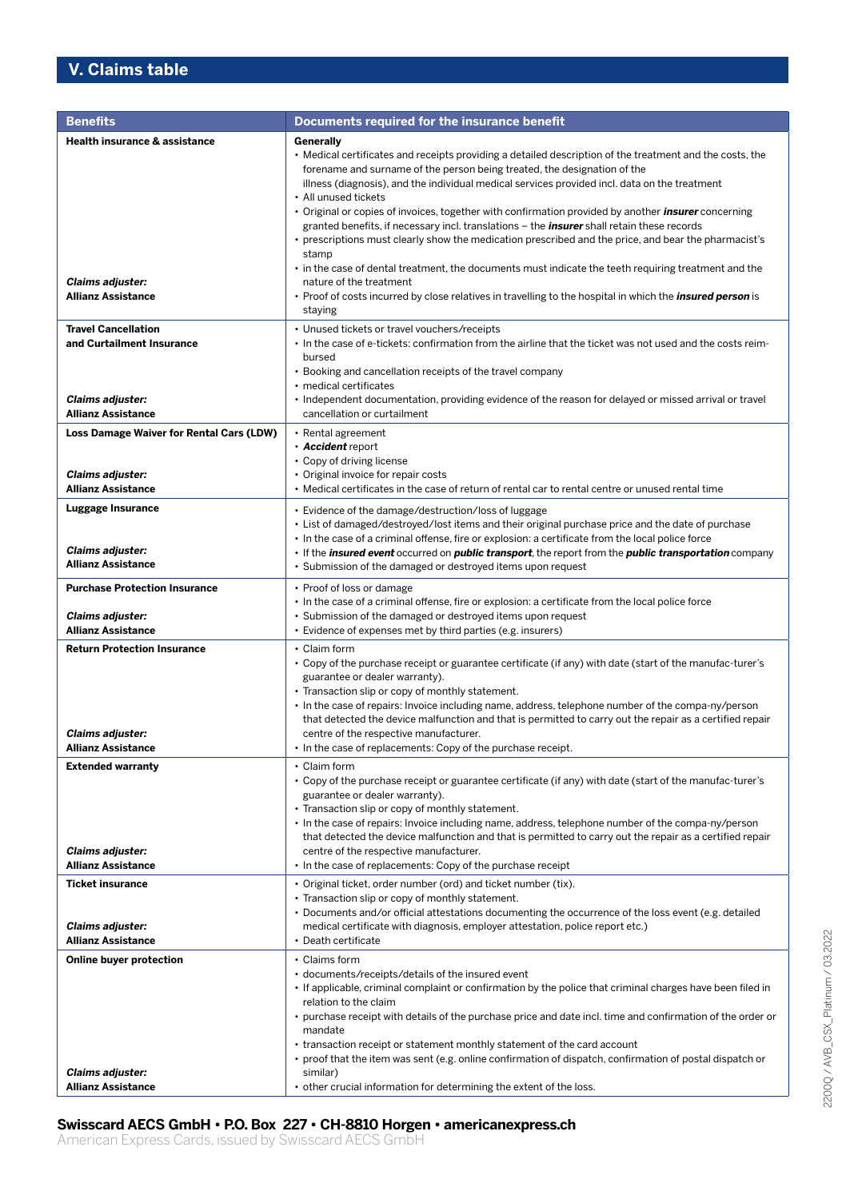## V. Claims table

| Benefits | Documents required for the insurance benefit |
|---|---|
| **Health insurance & assistance**<br><br>***Claims adjuster:***<br>**Allianz Assistance** | **Generally**<br>• Medical certificates and receipts providing a detailed description of the treatment and the costs, the forename and surname of the person being treated, the designation of the illness (diagnosis), and the individual medical services provided incl. data on the treatment<br>• All unused tickets<br>• Original or copies of invoices, together with confirmation provided by another ***insurer*** concerning granted benefits, if necessary incl. translations – the ***insurer*** shall retain these records<br>• prescriptions must clearly show the medication prescribed and the price, and bear the pharmacist's stamp<br>• in the case of dental treatment, the documents must indicate the teeth requiring treatment and the nature of the treatment<br>• Proof of costs incurred by close relatives in travelling to the hospital in which the ***insured person*** is staying |
| **Travel Cancellation and Curtailment Insurance**<br><br>***Claims adjuster:***<br>**Allianz Assistance** | • Unused tickets or travel vouchers/receipts<br>• In the case of e-tickets: confirmation from the airline that the ticket was not used and the costs reim-bursed<br>• Booking and cancellation receipts of the travel company<br>• medical certificates<br>• Independent documentation, providing evidence of the reason for delayed or missed arrival or travel cancellation or curtailment |
| **Loss Damage Waiver for Rental Cars (LDW)**<br><br>***Claims adjuster:***<br>**Allianz Assistance** | • Rental agreement<br>• ***Accident*** report<br>• Copy of driving license<br>• Original invoice for repair costs<br>• Medical certificates in the case of return of rental car to rental centre or unused rental time |
| **Luggage Insurance**<br><br>***Claims adjuster:***<br>**Allianz Assistance** | • Evidence of the damage/destruction/loss of luggage<br>• List of damaged/destroyed/lost items and their original purchase price and the date of purchase<br>• In the case of a criminal offense, fire or explosion: a certificate from the local police force<br>• If the ***insured event*** occurred on ***public transport***, the report from the ***public transportation*** company<br>• Submission of the damaged or destroyed items upon request |
| **Purchase Protection Insurance**<br><br>***Claims adjuster:***<br>**Allianz Assistance** | • Proof of loss or damage<br>• In the case of a criminal offense, fire or explosion: a certificate from the local police force<br>• Submission of the damaged or destroyed items upon request<br>• Evidence of expenses met by third parties (e.g. insurers) |
| **Return Protection Insurance**<br><br>***Claims adjuster:***<br>**Allianz Assistance** | • Claim form<br>• Copy of the purchase receipt or guarantee certificate (if any) with date (start of the manufac-turer's guarantee or dealer warranty).<br>• Transaction slip or copy of monthly statement.<br>• In the case of repairs: Invoice including name, address, telephone number of the compa-ny/person that detected the device malfunction and that is permitted to carry out the repair as a certified repair centre of the respective manufacturer.<br>• In the case of replacements: Copy of the purchase receipt. |
| **Extended warranty**<br><br>***Claims adjuster:***<br>**Allianz Assistance** | • Claim form<br>• Copy of the purchase receipt or guarantee certificate (if any) with date (start of the manufac-turer's guarantee or dealer warranty).<br>• Transaction slip or copy of monthly statement.<br>• In the case of repairs: Invoice including name, address, telephone number of the compa-ny/person that detected the device malfunction and that is permitted to carry out the repair as a certified repair centre of the respective manufacturer.<br>• In the case of replacements: Copy of the purchase receipt |
| **Ticket insurance**<br><br>***Claims adjuster:***<br>**Allianz Assistance** | • Original ticket, order number (ord) and ticket number (tix).<br>• Transaction slip or copy of monthly statement.<br>• Documents and/or official attestations documenting the occurrence of the loss event (e.g. detailed medical certificate with diagnosis, employer attestation, police report etc.)<br>• Death certificate |
| **Online buyer protection**<br><br>***Claims adjuster:***<br>**Allianz Assistance** | • Claims form<br>• documents/receipts/details of the insured event<br>• If applicable, criminal complaint or confirmation by the police that criminal charges have been filed in relation to the claim<br>• purchase receipt with details of the purchase price and date incl. time and confirmation of the order or mandate<br>• transaction receipt or statement monthly statement of the card account<br>• proof that the item was sent (e.g. online confirmation of dispatch, confirmation of postal dispatch or similar)<br>• other crucial information for determining the extent of the loss. |

**Swisscard AECS GmbH • P.O. Box 227 • CH-8810 Horgen • americanexpress.ch**
American Express Cards, issued by Swisscard AECS GmbH

2200Q / AVB_CSX_Platinum / 03.2022